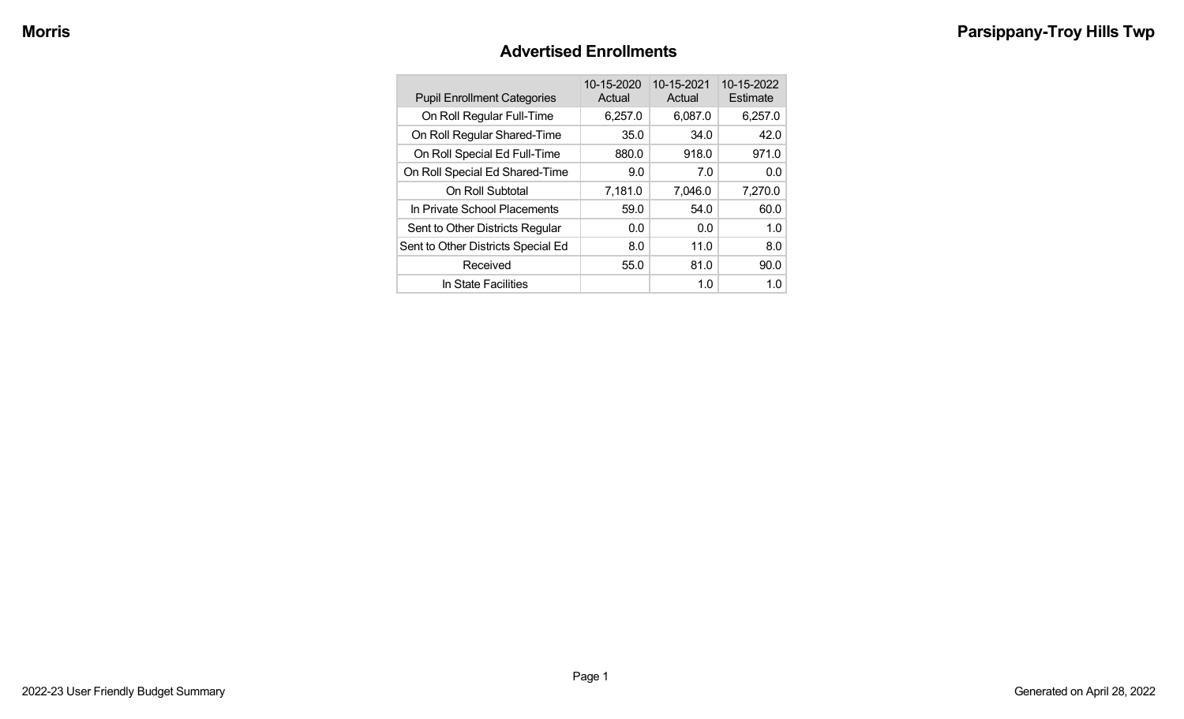## Advertised Enrollments

| Pupil Enrollment Categories | 10-15-2020 Actual | 10-15-2021 Actual | 10-15-2022 Estimate |
|---|---|---|---|
| On Roll Regular Full-Time | 6,257.0 | 6,087.0 | 6,257.0 |
| On Roll Regular Shared-Time | 35.0 | 34.0 | 42.0 |
| On Roll Special Ed Full-Time | 880.0 | 918.0 | 971.0 |
| On Roll Special Ed Shared-Time | 9.0 | 7.0 | 0.0 |
| On Roll Subtotal | 7,181.0 | 7,046.0 | 7,270.0 |
| In Private School Placements | 59.0 | 54.0 | 60.0 |
| Sent to Other Districts Regular | 0.0 | 0.0 | 1.0 |
| Sent to Other Districts Special Ed | 8.0 | 11.0 | 8.0 |
| Received | 55.0 | 81.0 | 90.0 |
| In State Facilities | | 1.0 | 1.0 |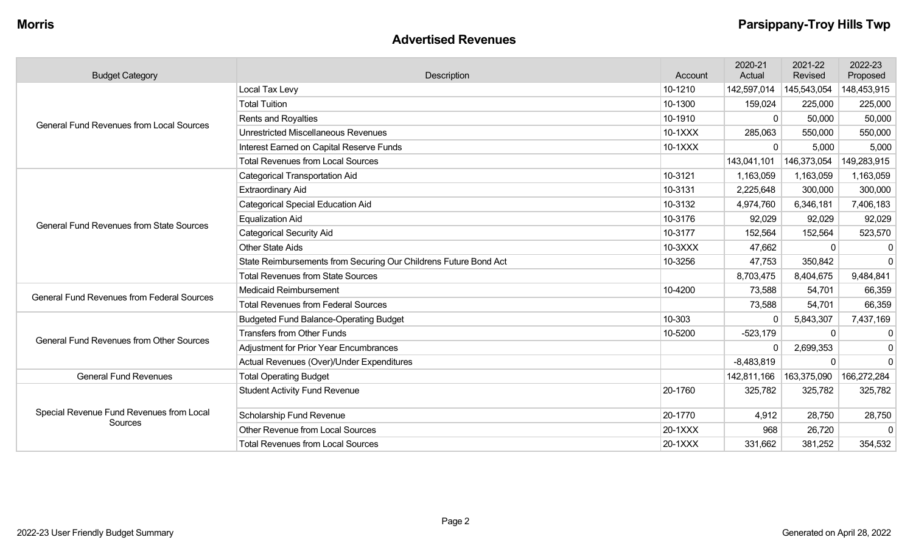# Advertised Revenues

| Budget Category | Description | Account | 2020-21 Actual | 2021-22 Revised | 2022-23 Proposed |
|---|---|---|---|---|---|
| General Fund Revenues from Local Sources | Local Tax Levy | 10-1210 | 142,597,014 | 145,543,054 | 148,453,915 |
| | Total Tuition | 10-1300 | 159,024 | 225,000 | 225,000 |
| | Rents and Royalties | 10-1910 | 0 | 50,000 | 50,000 |
| | Unrestricted Miscellaneous Revenues | 10-1XXX | 285,063 | 550,000 | 550,000 |
| | Interest Earned on Capital Reserve Funds | 10-1XXX | 0 | 5,000 | 5,000 |
| | Total Revenues from Local Sources | | 143,041,101 | 146,373,054 | 149,283,915 |
| General Fund Revenues from State Sources | Categorical Transportation Aid | 10-3121 | 1,163,059 | 1,163,059 | 1,163,059 |
| | Extraordinary Aid | 10-3131 | 2,225,648 | 300,000 | 300,000 |
| | Categorical Special Education Aid | 10-3132 | 4,974,760 | 6,346,181 | 7,406,183 |
| | Equalization Aid | 10-3176 | 92,029 | 92,029 | 92,029 |
| | Categorical Security Aid | 10-3177 | 152,564 | 152,564 | 523,570 |
| | Other State Aids | 10-3XXX | 47,662 | 0 | 0 |
| | State Reimbursements from Securing Our Childrens Future Bond Act | 10-3256 | 47,753 | 350,842 | 0 |
| | Total Revenues from State Sources | | 8,703,475 | 8,404,675 | 9,484,841 |
| General Fund Revenues from Federal Sources | Medicaid Reimbursement | 10-4200 | 73,588 | 54,701 | 66,359 |
| | Total Revenues from Federal Sources | | 73,588 | 54,701 | 66,359 |
| General Fund Revenues from Other Sources | Budgeted Fund Balance-Operating Budget | 10-303 | 0 | 5,843,307 | 7,437,169 |
| | Transfers from Other Funds | 10-5200 | -523,179 | 0 | 0 |
| | Adjustment for Prior Year Encumbrances | | 0 | 2,699,353 | 0 |
| | Actual Revenues (Over)/Under Expenditures | | -8,483,819 | 0 | 0 |
| General Fund Revenues | Total Operating Budget | | 142,811,166 | 163,375,090 | 166,272,284 |
| Special Revenue Fund Revenues from Local Sources | Student Activity Fund Revenue | 20-1760 | 325,782 | 325,782 | 325,782 |
| | Scholarship Fund Revenue | 20-1770 | 4,912 | 28,750 | 28,750 |
| | Other Revenue from Local Sources | 20-1XXX | 968 | 26,720 | 0 |
| | Total Revenues from Local Sources | 20-1XXX | 331,662 | 381,252 | 354,532 |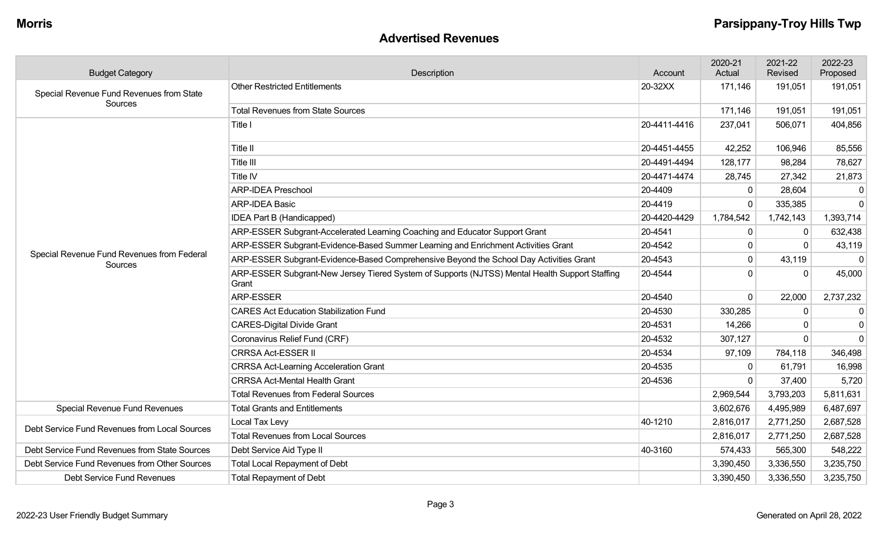## Advertised Revenues

| Budget Category | Description | Account | 2020-21 Actual | 2021-22 Revised | 2022-23 Proposed |
|---|---|---|---|---|---|
| Special Revenue Fund Revenues from State Sources | Other Restricted Entitlements | 20-32XX | 171,146 | 191,051 | 191,051 |
| | Total Revenues from State Sources | | 171,146 | 191,051 | 191,051 |
| Special Revenue Fund Revenues from Federal Sources | Title I | 20-4411-4416 | 237,041 | 506,071 | 404,856 |
| | Title II | 20-4451-4455 | 42,252 | 106,946 | 85,556 |
| | Title III | 20-4491-4494 | 128,177 | 98,284 | 78,627 |
| | Title IV | 20-4471-4474 | 28,745 | 27,342 | 21,873 |
| | ARP-IDEA Preschool | 20-4409 | 0 | 28,604 | 0 |
| | ARP-IDEA Basic | 20-4419 | 0 | 335,385 | 0 |
| | IDEA Part B (Handicapped) | 20-4420-4429 | 1,784,542 | 1,742,143 | 1,393,714 |
| | ARP-ESSER Subgrant-Accelerated Learning Coaching and Educator Support Grant | 20-4541 | 0 | 0 | 632,438 |
| | ARP-ESSER Subgrant-Evidence-Based Summer Learning and Enrichment Activities Grant | 20-4542 | 0 | 0 | 43,119 |
| | ARP-ESSER Subgrant-Evidence-Based Comprehensive Beyond the School Day Activities Grant | 20-4543 | 0 | 43,119 | 0 |
| | ARP-ESSER Subgrant-New Jersey Tiered System of Supports (NJTSS) Mental Health Support Staffing Grant | 20-4544 | 0 | 0 | 45,000 |
| | ARP-ESSER | 20-4540 | 0 | 22,000 | 2,737,232 |
| | CARES Act Education Stabilization Fund | 20-4530 | 330,285 | 0 | 0 |
| | CARES-Digital Divide Grant | 20-4531 | 14,266 | 0 | 0 |
| | Coronavirus Relief Fund (CRF) | 20-4532 | 307,127 | 0 | 0 |
| | CRRSA Act-ESSER II | 20-4534 | 97,109 | 784,118 | 346,498 |
| | CRRSA Act-Learning Acceleration Grant | 20-4535 | 0 | 61,791 | 16,998 |
| | CRRSA Act-Mental Health Grant | 20-4536 | 0 | 37,400 | 5,720 |
| | Total Revenues from Federal Sources | | 2,969,544 | 3,793,203 | 5,811,631 |
| Special Revenue Fund Revenues | Total Grants and Entitlements | | 3,602,676 | 4,495,989 | 6,487,697 |
| Debt Service Fund Revenues from Local Sources | Local Tax Levy | 40-1210 | 2,816,017 | 2,771,250 | 2,687,528 |
| | Total Revenues from Local Sources | | 2,816,017 | 2,771,250 | 2,687,528 |
| Debt Service Fund Revenues from State Sources | Debt Service Aid Type II | 40-3160 | 574,433 | 565,300 | 548,222 |
| Debt Service Fund Revenues from Other Sources | Total Local Repayment of Debt | | 3,390,450 | 3,336,550 | 3,235,750 |
| Debt Service Fund Revenues | Total Repayment of Debt | | 3,390,450 | 3,336,550 | 3,235,750 |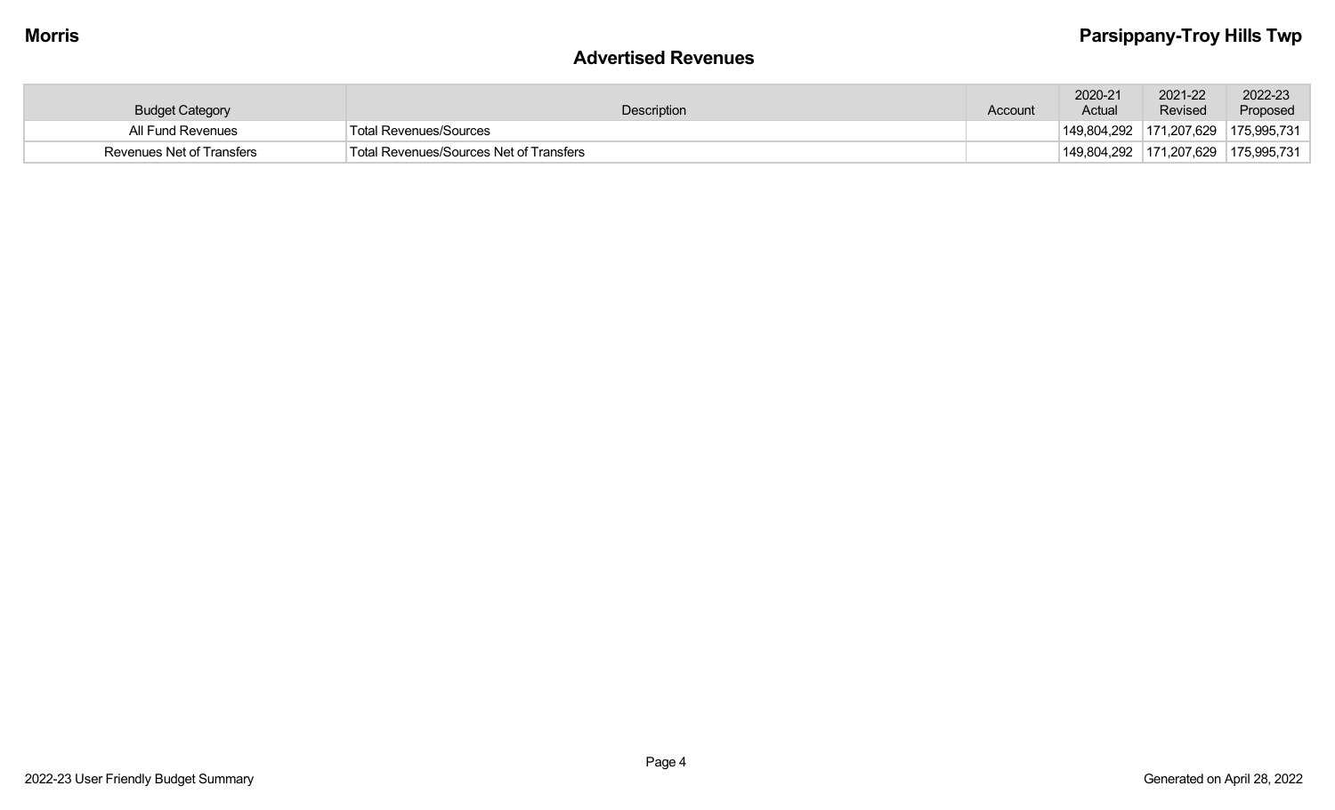## Advertised Revenues

| Budget Category | Description | Account | 2020-21 Actual | 2021-22 Revised | 2022-23 Proposed |
|---|---|---|---|---|---|
| All Fund Revenues | Total Revenues/Sources | | 149,804,292 | 171,207,629 | 175,995,731 |
| Revenues Net of Transfers | Total Revenues/Sources Net of Transfers | | 149,804,292 | 171,207,629 | 175,995,731 |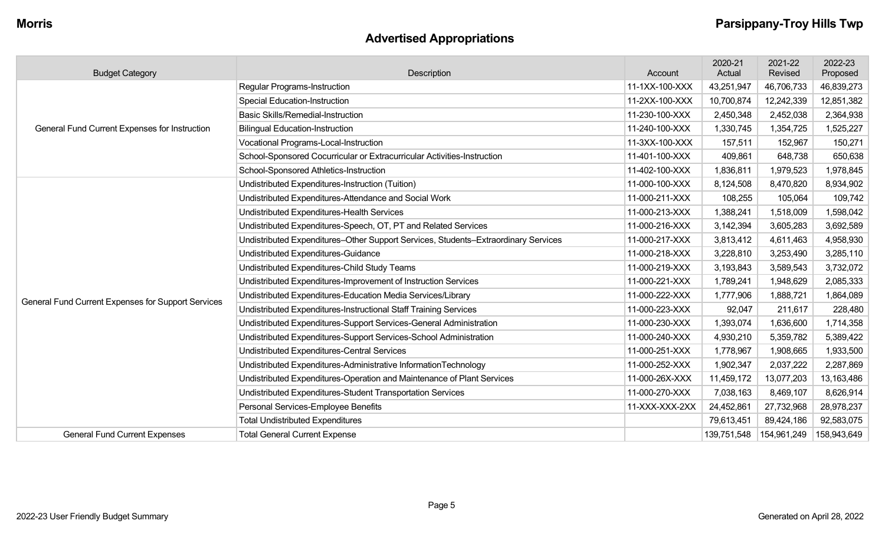**Morris** **Parsippany-Troy Hills Twp**

## Advertised Appropriations

| Budget Category | Description | Account | 2020-21 Actual | 2021-22 Revised | 2022-23 Proposed |
|---|---|---|---|---|---|
| General Fund Current Expenses for Instruction | Regular Programs-Instruction | 11-1XX-100-XXX | 43,251,947 | 46,706,733 | 46,839,273 |
| | Special Education-Instruction | 11-2XX-100-XXX | 10,700,874 | 12,242,339 | 12,851,382 |
| | Basic Skills/Remedial-Instruction | 11-230-100-XXX | 2,450,348 | 2,452,038 | 2,364,938 |
| | Bilingual Education-Instruction | 11-240-100-XXX | 1,330,745 | 1,354,725 | 1,525,227 |
| | Vocational Programs-Local-Instruction | 11-3XX-100-XXX | 157,511 | 152,967 | 150,271 |
| | School-Sponsored Cocurricular or Extracurricular Activities-Instruction | 11-401-100-XXX | 409,861 | 648,738 | 650,638 |
| | School-Sponsored Athletics-Instruction | 11-402-100-XXX | 1,836,811 | 1,979,523 | 1,978,845 |
| General Fund Current Expenses for Support Services | Undistributed Expenditures-Instruction (Tuition) | 11-000-100-XXX | 8,124,508 | 8,470,820 | 8,934,902 |
| | Undistributed Expenditures-Attendance and Social Work | 11-000-211-XXX | 108,255 | 105,064 | 109,742 |
| | Undistributed Expenditures-Health Services | 11-000-213-XXX | 1,388,241 | 1,518,009 | 1,598,042 |
| | Undistributed Expenditures-Speech, OT, PT and Related Services | 11-000-216-XXX | 3,142,394 | 3,605,283 | 3,692,589 |
| | Undistributed Expenditures–Other Support Services, Students–Extraordinary Services | 11-000-217-XXX | 3,813,412 | 4,611,463 | 4,958,930 |
| | Undistributed Expenditures-Guidance | 11-000-218-XXX | 3,228,810 | 3,253,490 | 3,285,110 |
| | Undistributed Expenditures-Child Study Teams | 11-000-219-XXX | 3,193,843 | 3,589,543 | 3,732,072 |
| | Undistributed Expenditures-Improvement of Instruction Services | 11-000-221-XXX | 1,789,241 | 1,948,629 | 2,085,333 |
| | Undistributed Expenditures-Education Media Services/Library | 11-000-222-XXX | 1,777,906 | 1,888,721 | 1,864,089 |
| | Undistributed Expenditures-Instructional Staff Training Services | 11-000-223-XXX | 92,047 | 211,617 | 228,480 |
| | Undistributed Expenditures-Support Services-General Administration | 11-000-230-XXX | 1,393,074 | 1,636,600 | 1,714,358 |
| | Undistributed Expenditures-Support Services-School Administration | 11-000-240-XXX | 4,930,210 | 5,359,782 | 5,389,422 |
| | Undistributed Expenditures-Central Services | 11-000-251-XXX | 1,778,967 | 1,908,665 | 1,933,500 |
| | Undistributed Expenditures-Administrative InformationTechnology | 11-000-252-XXX | 1,902,347 | 2,037,222 | 2,287,869 |
| | Undistributed Expenditures-Operation and Maintenance of Plant Services | 11-000-26X-XXX | 11,459,172 | 13,077,203 | 13,163,486 |
| | Undistributed Expenditures-Student Transportation Services | 11-000-270-XXX | 7,038,163 | 8,469,107 | 8,626,914 |
| | Personal Services-Employee Benefits | 11-XXX-XXX-2XX | 24,452,861 | 27,732,968 | 28,978,237 |
| | Total Undistributed Expenditures | | 79,613,451 | 89,424,186 | 92,583,075 |
| General Fund Current Expenses | Total General Current Expense | | 139,751,548 | 154,961,249 | 158,943,649 |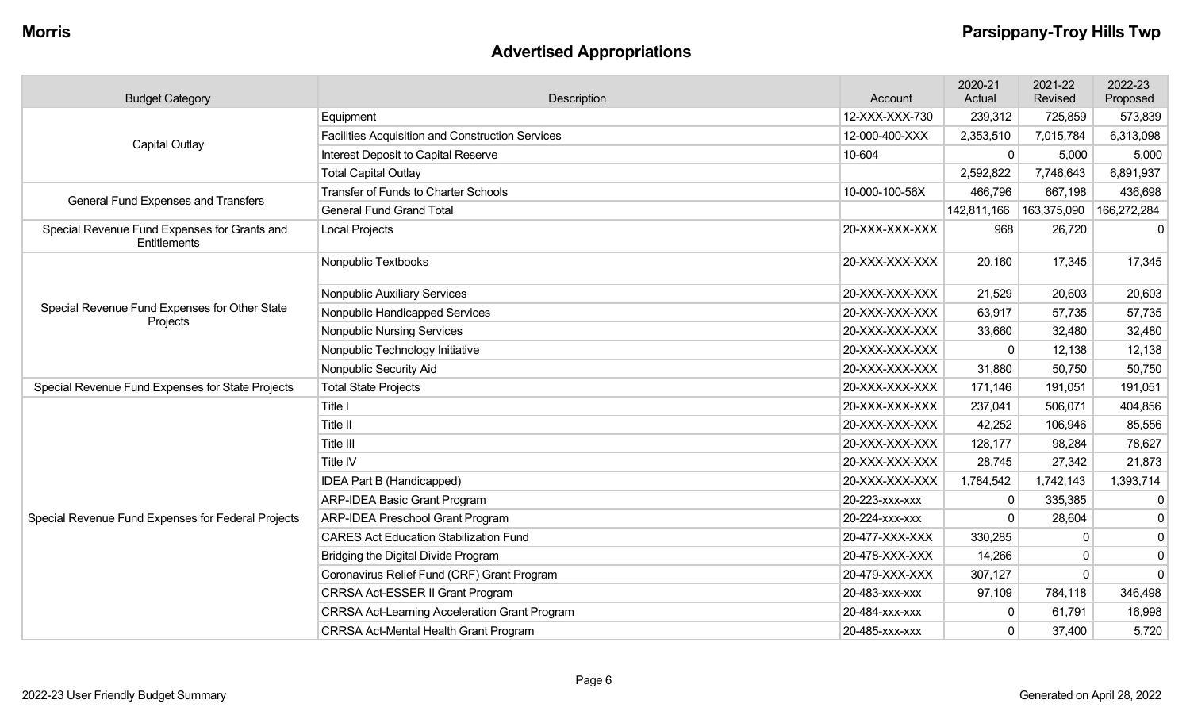# Advertised Appropriations

| Budget Category | Description | Account | 2020-21 Actual | 2021-22 Revised | 2022-23 Proposed |
|---|---|---|---|---|---|
| Capital Outlay | Equipment | 12-XXX-XXX-730 | 239,312 | 725,859 | 573,839 |
| | Facilities Acquisition and Construction Services | 12-000-400-XXX | 2,353,510 | 7,015,784 | 6,313,098 |
| | Interest Deposit to Capital Reserve | 10-604 | 0 | 5,000 | 5,000 |
| | Total Capital Outlay | | 2,592,822 | 7,746,643 | 6,891,937 |
| General Fund Expenses and Transfers | Transfer of Funds to Charter Schools | 10-000-100-56X | 466,796 | 667,198 | 436,698 |
| | General Fund Grand Total | | 142,811,166 | 163,375,090 | 166,272,284 |
| Special Revenue Fund Expenses for Grants and Entitlements | Local Projects | 20-XXX-XXX-XXX | 968 | 26,720 | 0 |
| Special Revenue Fund Expenses for Other State Projects | Nonpublic Textbooks | 20-XXX-XXX-XXX | 20,160 | 17,345 | 17,345 |
| | Nonpublic Auxiliary Services | 20-XXX-XXX-XXX | 21,529 | 20,603 | 20,603 |
| | Nonpublic Handicapped Services | 20-XXX-XXX-XXX | 63,917 | 57,735 | 57,735 |
| | Nonpublic Nursing Services | 20-XXX-XXX-XXX | 33,660 | 32,480 | 32,480 |
| | Nonpublic Technology Initiative | 20-XXX-XXX-XXX | 0 | 12,138 | 12,138 |
| | Nonpublic Security Aid | 20-XXX-XXX-XXX | 31,880 | 50,750 | 50,750 |
| Special Revenue Fund Expenses for State Projects | Total State Projects | 20-XXX-XXX-XXX | 171,146 | 191,051 | 191,051 |
| Special Revenue Fund Expenses for Federal Projects | Title I | 20-XXX-XXX-XXX | 237,041 | 506,071 | 404,856 |
| | Title II | 20-XXX-XXX-XXX | 42,252 | 106,946 | 85,556 |
| | Title III | 20-XXX-XXX-XXX | 128,177 | 98,284 | 78,627 |
| | Title IV | 20-XXX-XXX-XXX | 28,745 | 27,342 | 21,873 |
| | IDEA Part B (Handicapped) | 20-XXX-XXX-XXX | 1,784,542 | 1,742,143 | 1,393,714 |
| | ARP-IDEA Basic Grant Program | 20-223-xxx-xxx | 0 | 335,385 | 0 |
| | ARP-IDEA Preschool Grant Program | 20-224-xxx-xxx | 0 | 28,604 | 0 |
| | CARES Act Education Stabilization Fund | 20-477-XXX-XXX | 330,285 | 0 | 0 |
| | Bridging the Digital Divide Program | 20-478-XXX-XXX | 14,266 | 0 | 0 |
| | Coronavirus Relief Fund (CRF) Grant Program | 20-479-XXX-XXX | 307,127 | 0 | 0 |
| | CRRSA Act-ESSER II Grant Program | 20-483-xxx-xxx | 97,109 | 784,118 | 346,498 |
| | CRRSA Act-Learning Acceleration Grant Program | 20-484-xxx-xxx | 0 | 61,791 | 16,998 |
| | CRRSA Act-Mental Health Grant Program | 20-485-xxx-xxx | 0 | 37,400 | 5,720 |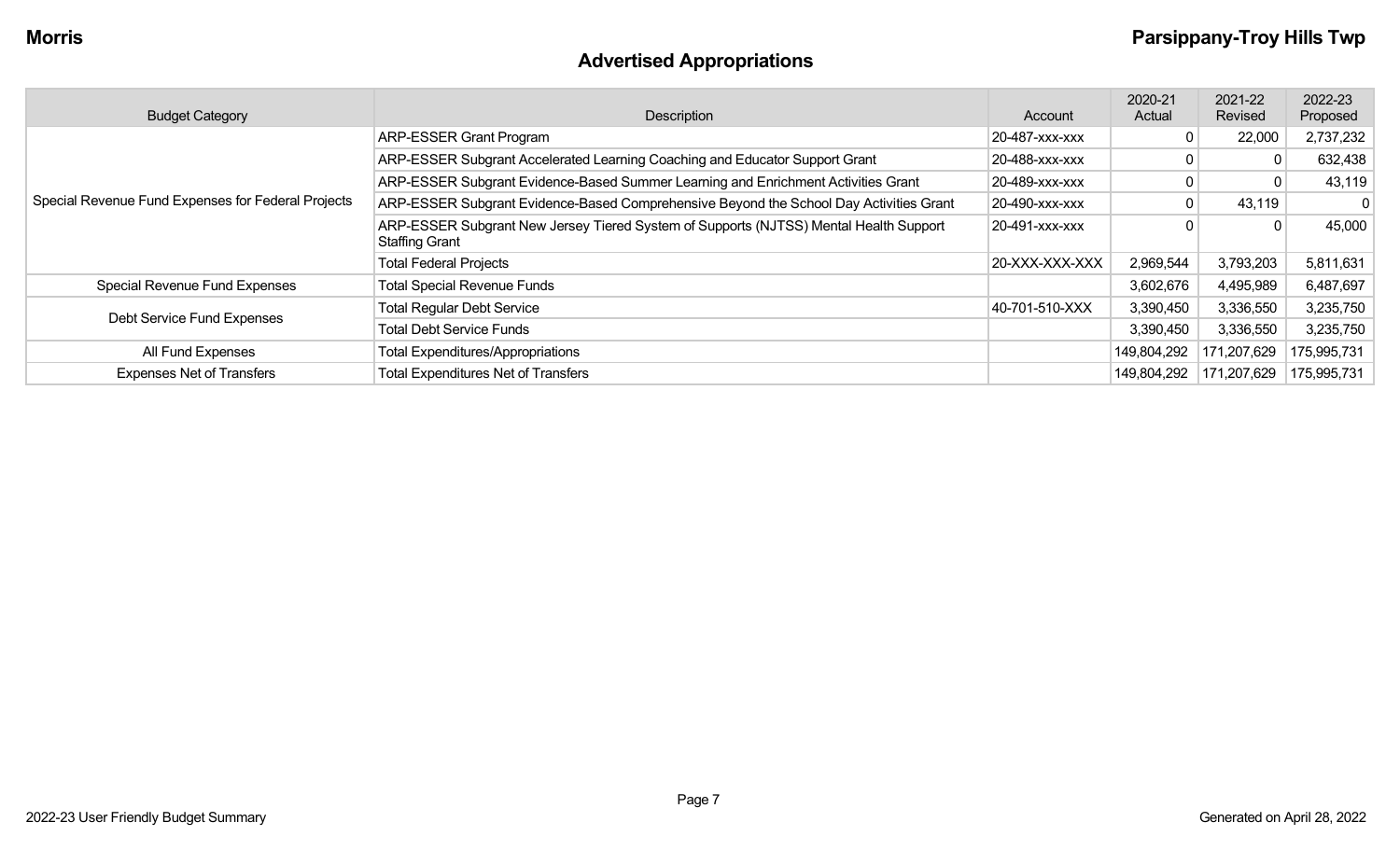## Advertised Appropriations

| Budget Category | Description | Account | 2020-21 Actual | 2021-22 Revised | 2022-23 Proposed |
|---|---|---|---|---|---|
| Special Revenue Fund Expenses for Federal Projects | ARP-ESSER Grant Program | 20-487-xxx-xxx | 0 | 22,000 | 2,737,232 |
| | ARP-ESSER Subgrant Accelerated Learning Coaching and Educator Support Grant | 20-488-xxx-xxx | 0 | 0 | 632,438 |
| | ARP-ESSER Subgrant Evidence-Based Summer Learning and Enrichment Activities Grant | 20-489-xxx-xxx | 0 | 0 | 43,119 |
| | ARP-ESSER Subgrant Evidence-Based Comprehensive Beyond the School Day Activities Grant | 20-490-xxx-xxx | 0 | 43,119 | 0 |
| | ARP-ESSER Subgrant New Jersey Tiered System of Supports (NJTSS) Mental Health Support Staffing Grant | 20-491-xxx-xxx | 0 | 0 | 45,000 |
| | Total Federal Projects | 20-XXX-XXX-XXX | 2,969,544 | 3,793,203 | 5,811,631 |
| Special Revenue Fund Expenses | Total Special Revenue Funds | | 3,602,676 | 4,495,989 | 6,487,697 |
| Debt Service Fund Expenses | Total Regular Debt Service | 40-701-510-XXX | 3,390,450 | 3,336,550 | 3,235,750 |
| | Total Debt Service Funds | | 3,390,450 | 3,336,550 | 3,235,750 |
| All Fund Expenses | Total Expenditures/Appropriations | | 149,804,292 | 171,207,629 | 175,995,731 |
| Expenses Net of Transfers | Total Expenditures Net of Transfers | | 149,804,292 | 171,207,629 | 175,995,731 |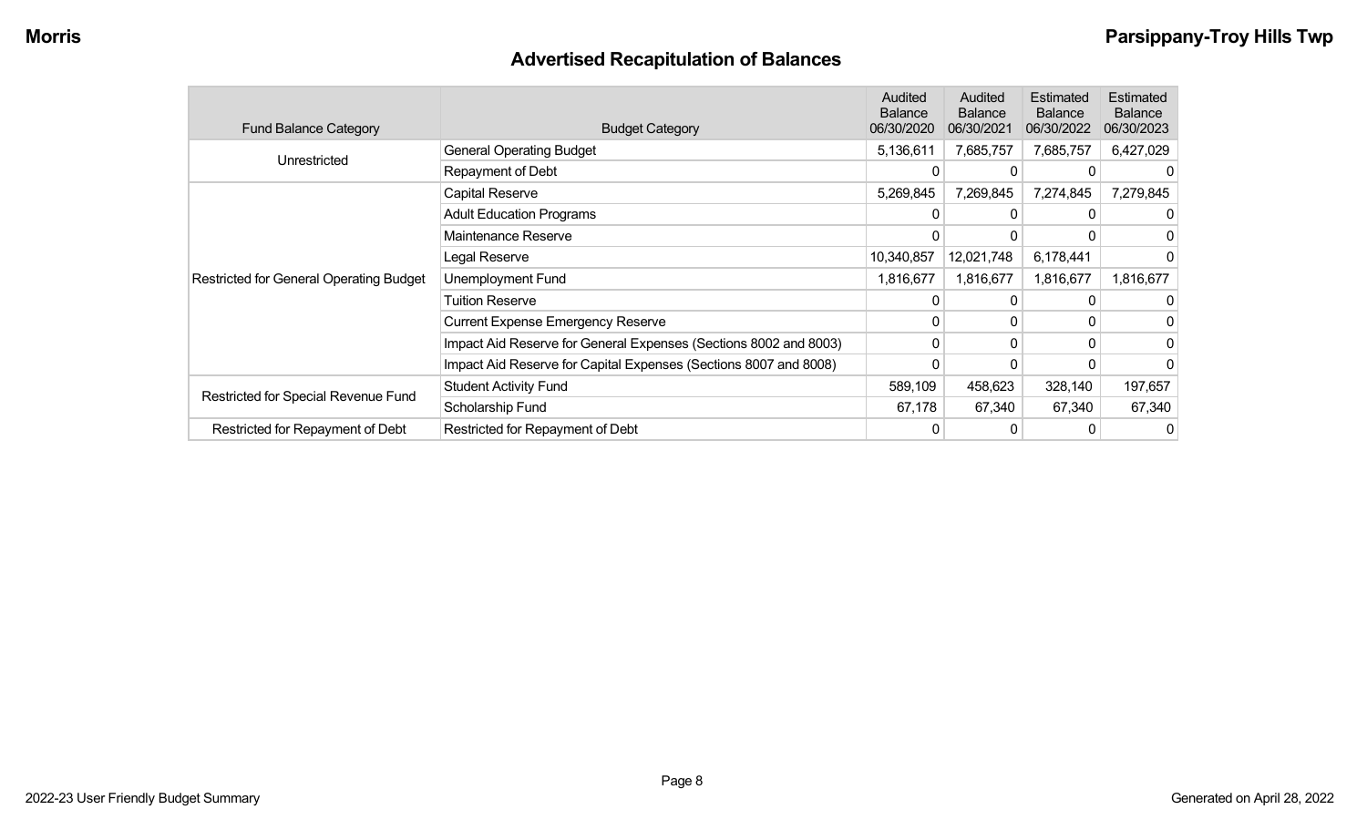## Advertised Recapitulation of Balances

| Fund Balance Category | Budget Category | Audited Balance 06/30/2020 | Audited Balance 06/30/2021 | Estimated Balance 06/30/2022 | Estimated Balance 06/30/2023 |
|---|---|---|---|---|---|
| Unrestricted | General Operating Budget | 5,136,611 | 7,685,757 | 7,685,757 | 6,427,029 |
| | Repayment of Debt | 0 | 0 | 0 | 0 |
| Restricted for General Operating Budget | Capital Reserve | 5,269,845 | 7,269,845 | 7,274,845 | 7,279,845 |
| | Adult Education Programs | 0 | 0 | 0 | 0 |
| | Maintenance Reserve | 0 | 0 | 0 | 0 |
| | Legal Reserve | 10,340,857 | 12,021,748 | 6,178,441 | 0 |
| | Unemployment Fund | 1,816,677 | 1,816,677 | 1,816,677 | 1,816,677 |
| | Tuition Reserve | 0 | 0 | 0 | 0 |
| | Current Expense Emergency Reserve | 0 | 0 | 0 | 0 |
| | Impact Aid Reserve for General Expenses (Sections 8002 and 8003) | 0 | 0 | 0 | 0 |
| | Impact Aid Reserve for Capital Expenses (Sections 8007 and 8008) | 0 | 0 | 0 | 0 |
| Restricted for Special Revenue Fund | Student Activity Fund | 589,109 | 458,623 | 328,140 | 197,657 |
| | Scholarship Fund | 67,178 | 67,340 | 67,340 | 67,340 |
| Restricted for Repayment of Debt | Restricted for Repayment of Debt | 0 | 0 | 0 | 0 |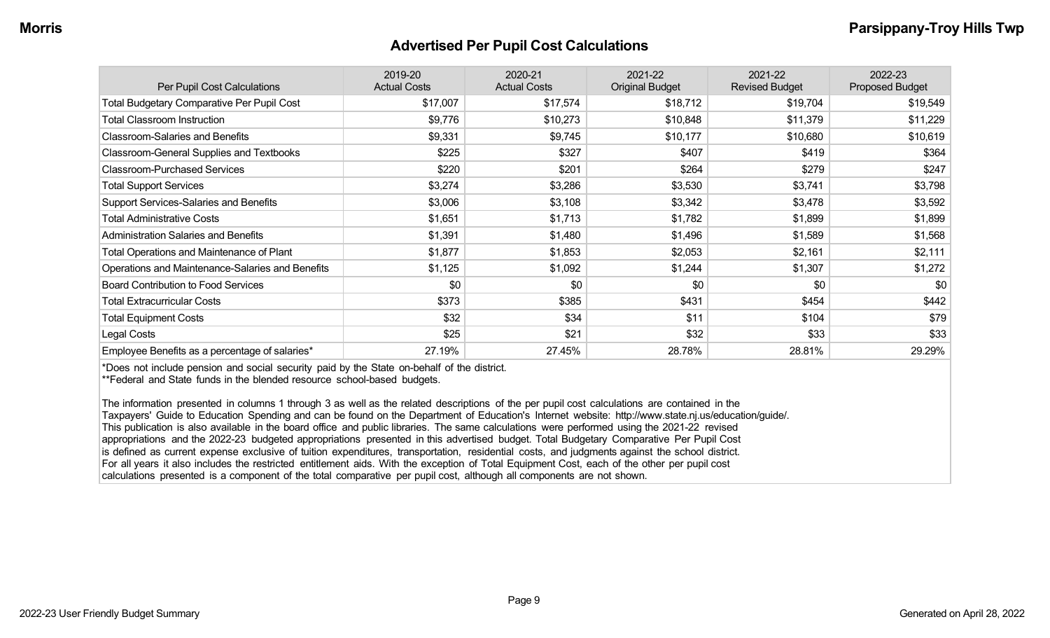## Advertised Per Pupil Cost Calculations

| Per Pupil Cost Calculations | 2019-20 Actual Costs | 2020-21 Actual Costs | 2021-22 Original Budget | 2021-22 Revised Budget | 2022-23 Proposed Budget |
|---|---|---|---|---|---|
| Total Budgetary Comparative Per Pupil Cost | $17,007 | $17,574 | $18,712 | $19,704 | $19,549 |
| Total Classroom Instruction | $9,776 | $10,273 | $10,848 | $11,379 | $11,229 |
| Classroom-Salaries and Benefits | $9,331 | $9,745 | $10,177 | $10,680 | $10,619 |
| Classroom-General Supplies and Textbooks | $225 | $327 | $407 | $419 | $364 |
| Classroom-Purchased Services | $220 | $201 | $264 | $279 | $247 |
| Total Support Services | $3,274 | $3,286 | $3,530 | $3,741 | $3,798 |
| Support Services-Salaries and Benefits | $3,006 | $3,108 | $3,342 | $3,478 | $3,592 |
| Total Administrative Costs | $1,651 | $1,713 | $1,782 | $1,899 | $1,899 |
| Administration Salaries and Benefits | $1,391 | $1,480 | $1,496 | $1,589 | $1,568 |
| Total Operations and Maintenance of Plant | $1,877 | $1,853 | $2,053 | $2,161 | $2,111 |
| Operations and Maintenance-Salaries and Benefits | $1,125 | $1,092 | $1,244 | $1,307 | $1,272 |
| Board Contribution to Food Services | $0 | $0 | $0 | $0 | $0 |
| Total Extracurricular Costs | $373 | $385 | $431 | $454 | $442 |
| Total Equipment Costs | $32 | $34 | $11 | $104 | $79 |
| Legal Costs | $25 | $21 | $32 | $33 | $33 |
| Employee Benefits as a percentage of salaries* | 27.19% | 27.45% | 28.78% | 28.81% | 29.29% |

*Does not include pension and social security paid by the State on-behalf of the district.
**Federal and State funds in the blended resource school-based budgets.

The information presented in columns 1 through 3 as well as the related descriptions of the per pupil cost calculations are contained in the Taxpayers' Guide to Education Spending and can be found on the Department of Education's Internet website: http://www.state.nj.us/education/guide/. This publication is also available in the board office and public libraries. The same calculations were performed using the 2021-22 revised appropriations and the 2022-23 budgeted appropriations presented in this advertised budget. Total Budgetary Comparative Per Pupil Cost is defined as current expense exclusive of tuition expenditures, transportation, residential costs, and judgments against the school district. For all years it also includes the restricted entitlement aids. With the exception of Total Equipment Cost, each of the other per pupil cost calculations presented is a component of the total comparative per pupil cost, although all components are not shown.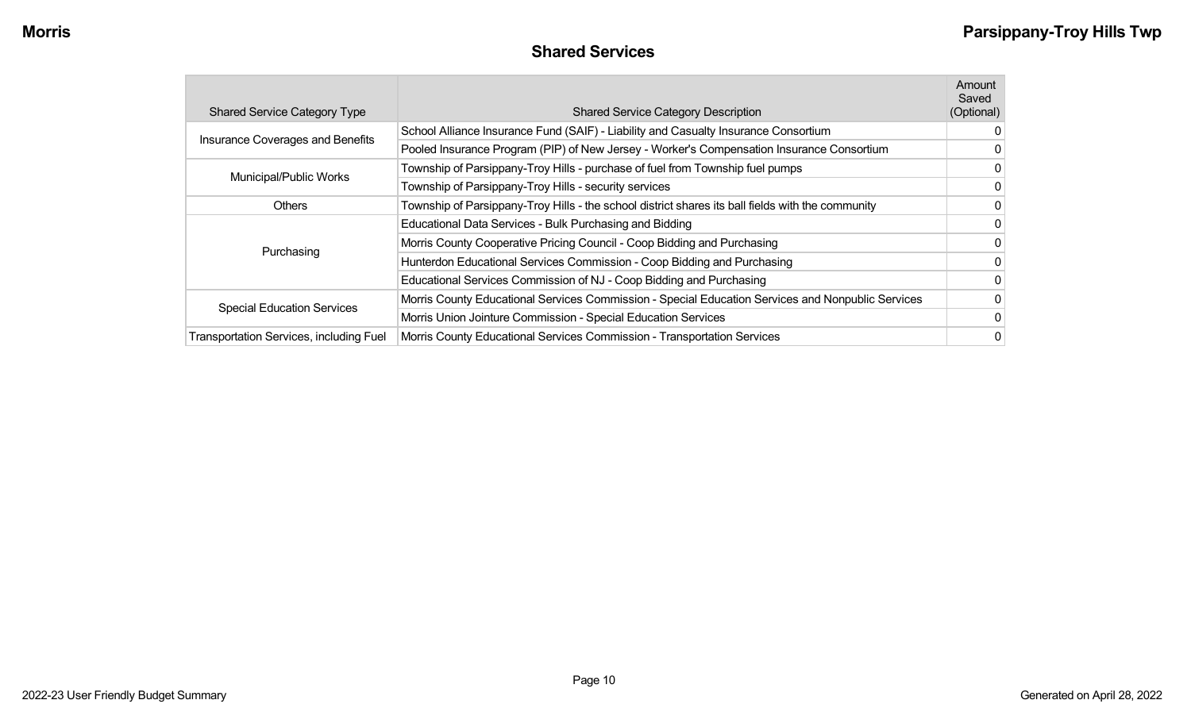## Shared Services

| Shared Service Category Type | Shared Service Category Description | Amount Saved (Optional) |
|---|---|---|
| Insurance Coverages and Benefits | School Alliance Insurance Fund (SAIF) - Liability and Casualty Insurance Consortium | 0 |
| | Pooled Insurance Program (PIP) of New Jersey - Worker's Compensation Insurance Consortium | 0 |
| Municipal/Public Works | Township of Parsippany-Troy Hills - purchase of fuel from Township fuel pumps | 0 |
| | Township of Parsippany-Troy Hills - security services | 0 |
| Others | Township of Parsippany-Troy Hills - the school district shares its ball fields with the community | 0 |
| Purchasing | Educational Data Services - Bulk Purchasing and Bidding | 0 |
| | Morris County Cooperative Pricing Council - Coop Bidding and Purchasing | 0 |
| | Hunterdon Educational Services Commission - Coop Bidding and Purchasing | 0 |
| | Educational Services Commission of NJ - Coop Bidding and Purchasing | 0 |
| Special Education Services | Morris County Educational Services Commission - Special Education Services and Nonpublic Services | 0 |
| | Morris Union Jointure Commission - Special Education Services | 0 |
| Transportation Services, including Fuel | Morris County Educational Services Commission - Transportation Services | 0 |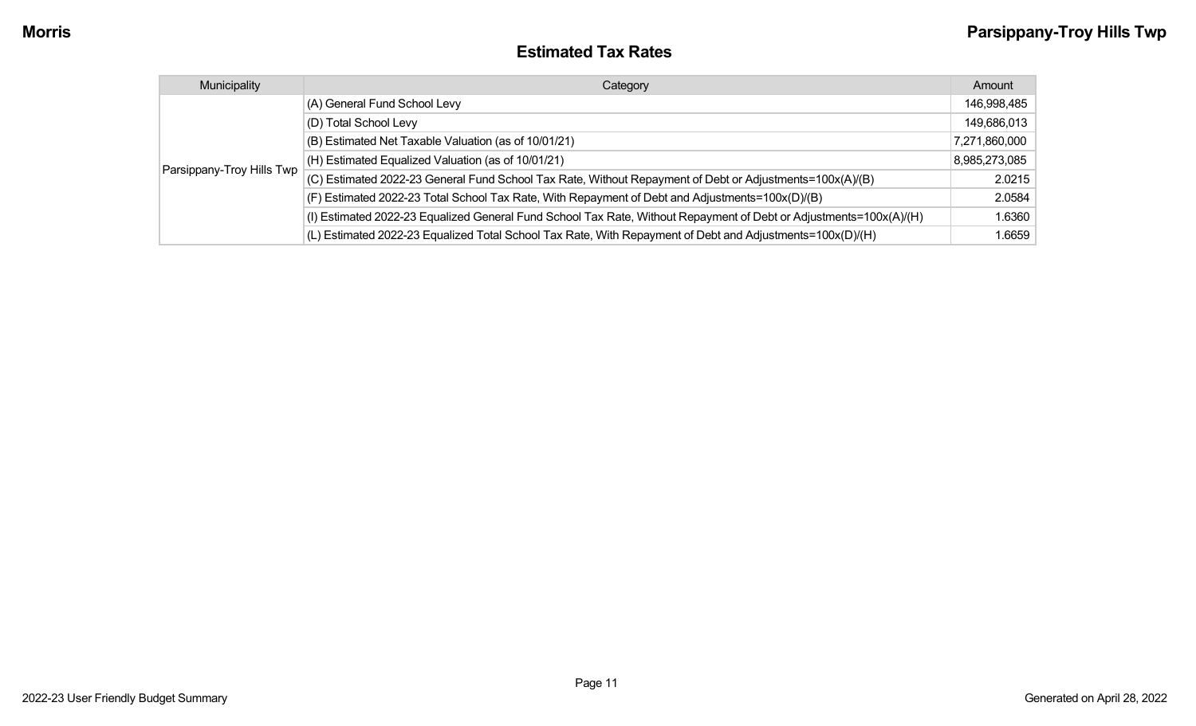## Estimated Tax Rates

| Municipality | Category | Amount |
|---|---|---|
| Parsippany-Troy Hills Twp | (A) General Fund School Levy | 146,998,485 |
| | (D) Total School Levy | 149,686,013 |
| | (B) Estimated Net Taxable Valuation (as of 10/01/21) | 7,271,860,000 |
| | (H) Estimated Equalized Valuation (as of 10/01/21) | 8,985,273,085 |
| | (C) Estimated 2022-23 General Fund School Tax Rate, Without Repayment of Debt or Adjustments=100x(A)/(B) | 2.0215 |
| | (F) Estimated 2022-23 Total School Tax Rate, With Repayment of Debt and Adjustments=100x(D)/(B) | 2.0584 |
| | (I) Estimated 2022-23 Equalized General Fund School Tax Rate, Without Repayment of Debt or Adjustments=100x(A)/(H) | 1.6360 |
| | (L) Estimated 2022-23 Equalized Total School Tax Rate, With Repayment of Debt and Adjustments=100x(D)/(H) | 1.6659 |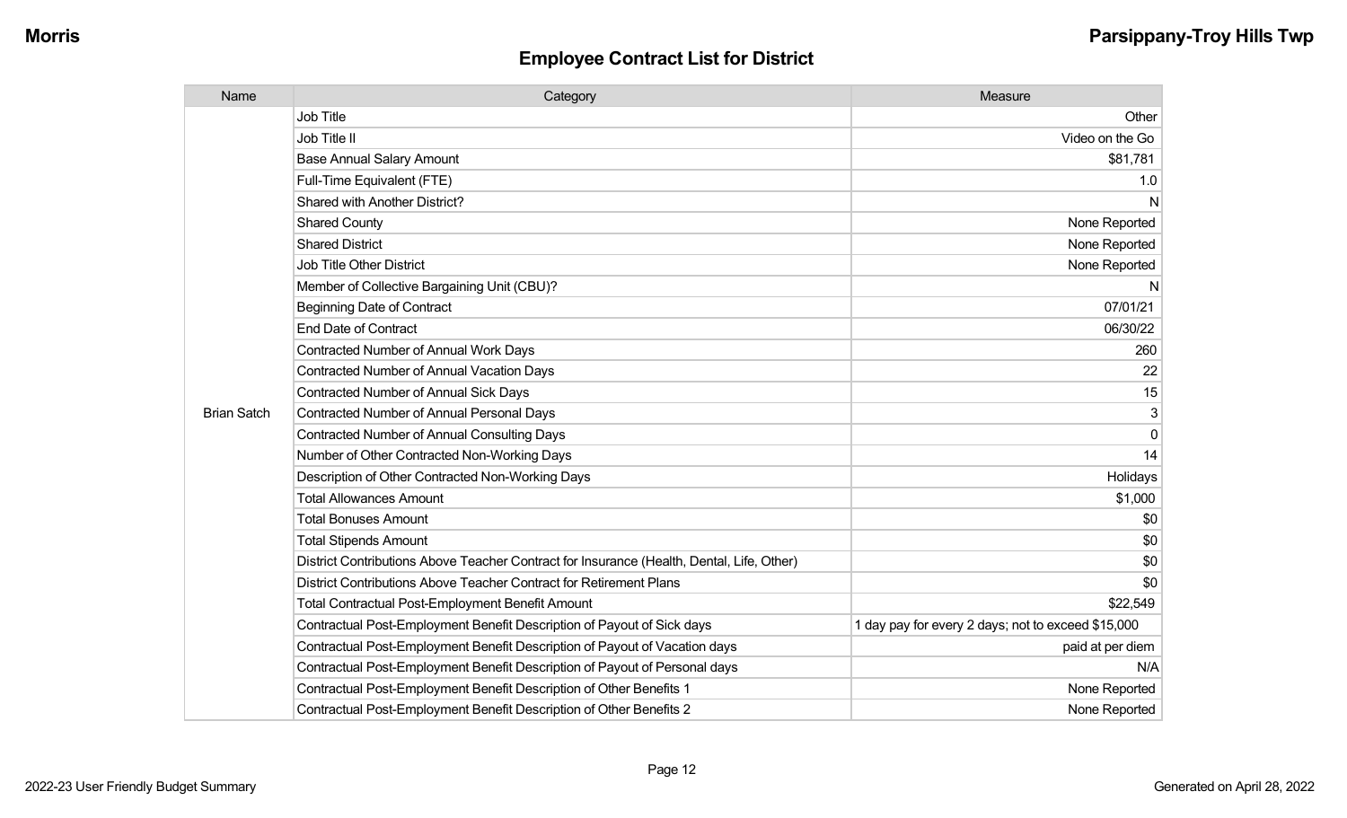## Employee Contract List for District

| Name | Category | Measure |
|---|---|---|
| Brian Satch | Job Title | Other |
| | Job Title II | Video on the Go |
| | Base Annual Salary Amount | $81,781 |
| | Full-Time Equivalent (FTE) | 1.0 |
| | Shared with Another District? | N |
| | Shared County | None Reported |
| | Shared District | None Reported |
| | Job Title Other District | None Reported |
| | Member of Collective Bargaining Unit (CBU)? | N |
| | Beginning Date of Contract | 07/01/21 |
| | End Date of Contract | 06/30/22 |
| | Contracted Number of Annual Work Days | 260 |
| | Contracted Number of Annual Vacation Days | 22 |
| | Contracted Number of Annual Sick Days | 15 |
| | Contracted Number of Annual Personal Days | 3 |
| | Contracted Number of Annual Consulting Days | 0 |
| | Number of Other Contracted Non-Working Days | 14 |
| | Description of Other Contracted Non-Working Days | Holidays |
| | Total Allowances Amount | $1,000 |
| | Total Bonuses Amount | $0 |
| | Total Stipends Amount | $0 |
| | District Contributions Above Teacher Contract for Insurance (Health, Dental, Life, Other) | $0 |
| | District Contributions Above Teacher Contract for Retirement Plans | $0 |
| | Total Contractual Post-Employment Benefit Amount | $22,549 |
| | Contractual Post-Employment Benefit Description of Payout of Sick days | 1 day pay for every 2 days; not to exceed $15,000 |
| | Contractual Post-Employment Benefit Description of Payout of Vacation days | paid at per diem |
| | Contractual Post-Employment Benefit Description of Payout of Personal days | N/A |
| | Contractual Post-Employment Benefit Description of Other Benefits 1 | None Reported |
| | Contractual Post-Employment Benefit Description of Other Benefits 2 | None Reported |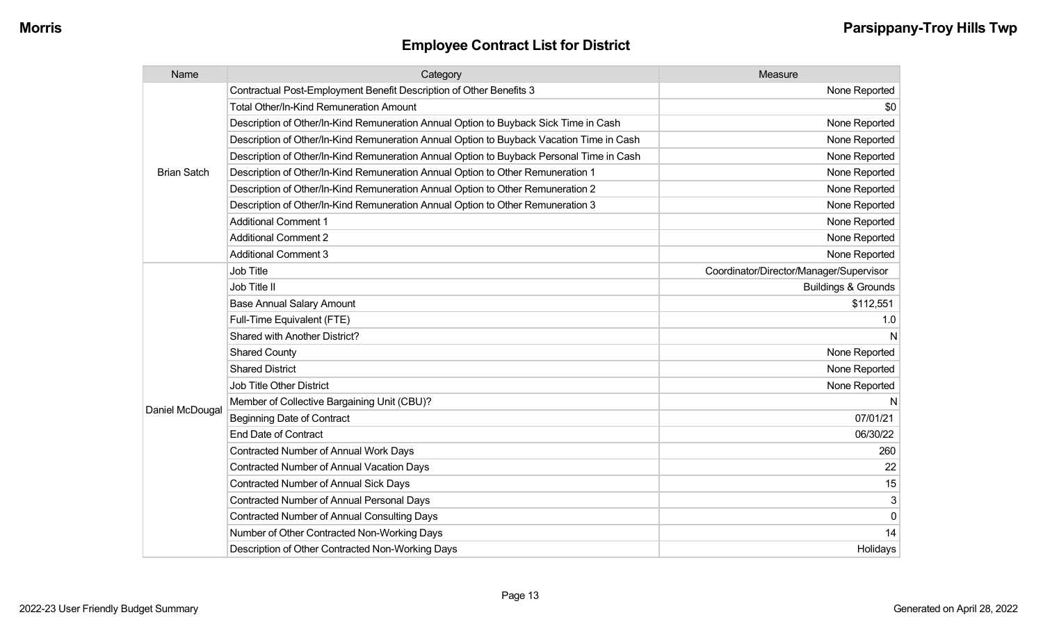## Employee Contract List for District

| Name | Category | Measure |
|---|---|---|
| Brian Satch | Contractual Post-Employment Benefit Description of Other Benefits 3 | None Reported |
| | Total Other/In-Kind Remuneration Amount | $0 |
| | Description of Other/In-Kind Remuneration Annual Option to Buyback Sick Time in Cash | None Reported |
| | Description of Other/In-Kind Remuneration Annual Option to Buyback Vacation Time in Cash | None Reported |
| | Description of Other/In-Kind Remuneration Annual Option to Buyback Personal Time in Cash | None Reported |
| | Description of Other/In-Kind Remuneration Annual Option to Other Remuneration 1 | None Reported |
| | Description of Other/In-Kind Remuneration Annual Option to Other Remuneration 2 | None Reported |
| | Description of Other/In-Kind Remuneration Annual Option to Other Remuneration 3 | None Reported |
| | Additional Comment 1 | None Reported |
| | Additional Comment 2 | None Reported |
| | Additional Comment 3 | None Reported |
| Daniel McDougal | Job Title | Coordinator/Director/Manager/Supervisor |
| | Job Title II | Buildings & Grounds |
| | Base Annual Salary Amount | $112,551 |
| | Full-Time Equivalent (FTE) | 1.0 |
| | Shared with Another District? | N |
| | Shared County | None Reported |
| | Shared District | None Reported |
| | Job Title Other District | None Reported |
| | Member of Collective Bargaining Unit (CBU)? | N |
| | Beginning Date of Contract | 07/01/21 |
| | End Date of Contract | 06/30/22 |
| | Contracted Number of Annual Work Days | 260 |
| | Contracted Number of Annual Vacation Days | 22 |
| | Contracted Number of Annual Sick Days | 15 |
| | Contracted Number of Annual Personal Days | 3 |
| | Contracted Number of Annual Consulting Days | 0 |
| | Number of Other Contracted Non-Working Days | 14 |
| | Description of Other Contracted Non-Working Days | Holidays |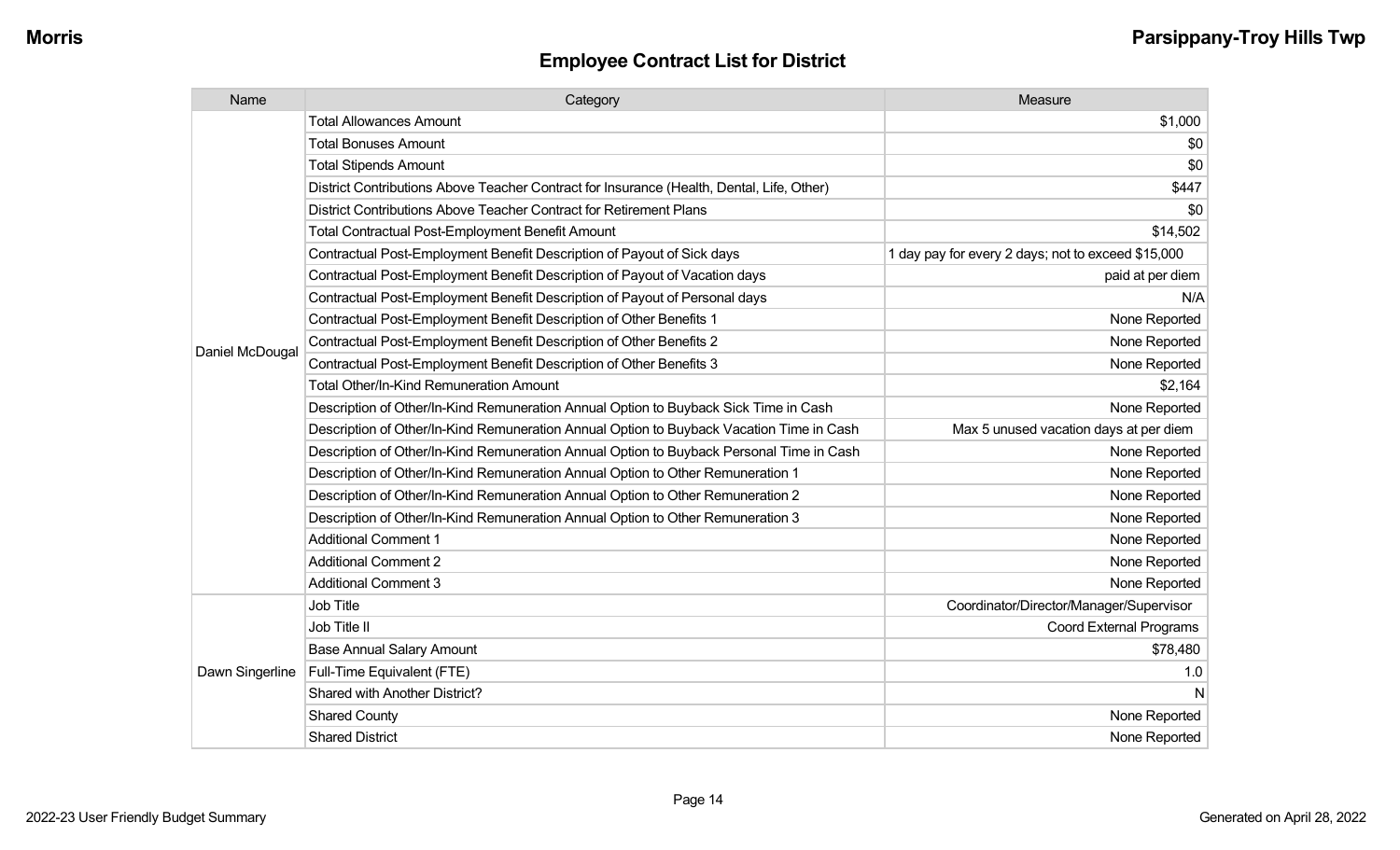## Employee Contract List for District

| Name | Category | Measure |
|---|---|---|
| Daniel McDougal | Total Allowances Amount | $1,000 |
| | Total Bonuses Amount | $0 |
| | Total Stipends Amount | $0 |
| | District Contributions Above Teacher Contract for Insurance (Health, Dental, Life, Other) | $447 |
| | District Contributions Above Teacher Contract for Retirement Plans | $0 |
| | Total Contractual Post-Employment Benefit Amount | $14,502 |
| | Contractual Post-Employment Benefit Description of Payout of Sick days | 1 day pay for every 2 days; not to exceed $15,000 |
| | Contractual Post-Employment Benefit Description of Payout of Vacation days | paid at per diem |
| | Contractual Post-Employment Benefit Description of Payout of Personal days | N/A |
| | Contractual Post-Employment Benefit Description of Other Benefits 1 | None Reported |
| | Contractual Post-Employment Benefit Description of Other Benefits 2 | None Reported |
| | Contractual Post-Employment Benefit Description of Other Benefits 3 | None Reported |
| | Total Other/In-Kind Remuneration Amount | $2,164 |
| | Description of Other/In-Kind Remuneration Annual Option to Buyback Sick Time in Cash | None Reported |
| | Description of Other/In-Kind Remuneration Annual Option to Buyback Vacation Time in Cash | Max 5 unused vacation days at per diem |
| | Description of Other/In-Kind Remuneration Annual Option to Buyback Personal Time in Cash | None Reported |
| | Description of Other/In-Kind Remuneration Annual Option to Other Remuneration 1 | None Reported |
| | Description of Other/In-Kind Remuneration Annual Option to Other Remuneration 2 | None Reported |
| | Description of Other/In-Kind Remuneration Annual Option to Other Remuneration 3 | None Reported |
| | Additional Comment 1 | None Reported |
| | Additional Comment 2 | None Reported |
| | Additional Comment 3 | None Reported |
| Dawn Singerline | Job Title | Coordinator/Director/Manager/Supervisor |
| | Job Title II | Coord External Programs |
| | Base Annual Salary Amount | $78,480 |
| | Full-Time Equivalent (FTE) | 1.0 |
| | Shared with Another District? | N |
| | Shared County | None Reported |
| | Shared District | None Reported |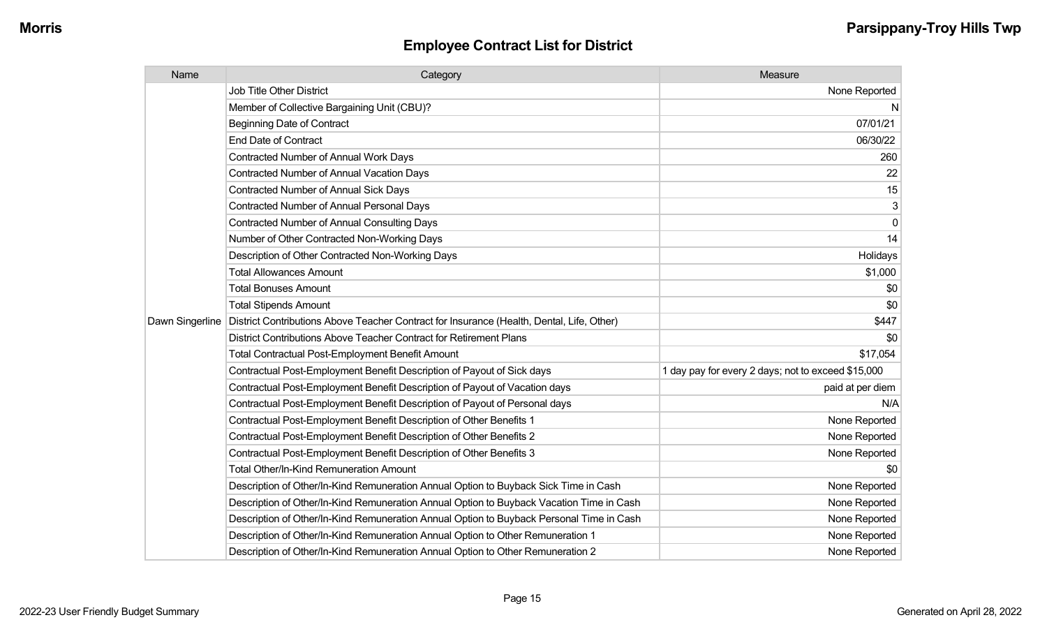## Employee Contract List for District

| Name | Category | Measure |
|---|---|---|
| Dawn Singerline | Job Title Other District | None Reported |
| | Member of Collective Bargaining Unit (CBU)? | N |
| | Beginning Date of Contract | 07/01/21 |
| | End Date of Contract | 06/30/22 |
| | Contracted Number of Annual Work Days | 260 |
| | Contracted Number of Annual Vacation Days | 22 |
| | Contracted Number of Annual Sick Days | 15 |
| | Contracted Number of Annual Personal Days | 3 |
| | Contracted Number of Annual Consulting Days | 0 |
| | Number of Other Contracted Non-Working Days | 14 |
| | Description of Other Contracted Non-Working Days | Holidays |
| | Total Allowances Amount | $1,000 |
| | Total Bonuses Amount | $0 |
| | Total Stipends Amount | $0 |
| | District Contributions Above Teacher Contract for Insurance (Health, Dental, Life, Other) | $447 |
| | District Contributions Above Teacher Contract for Retirement Plans | $0 |
| | Total Contractual Post-Employment Benefit Amount | $17,054 |
| | Contractual Post-Employment Benefit Description of Payout of Sick days | 1 day pay for every 2 days; not to exceed $15,000 |
| | Contractual Post-Employment Benefit Description of Payout of Vacation days | paid at per diem |
| | Contractual Post-Employment Benefit Description of Payout of Personal days | N/A |
| | Contractual Post-Employment Benefit Description of Other Benefits 1 | None Reported |
| | Contractual Post-Employment Benefit Description of Other Benefits 2 | None Reported |
| | Contractual Post-Employment Benefit Description of Other Benefits 3 | None Reported |
| | Total Other/In-Kind Remuneration Amount | $0 |
| | Description of Other/In-Kind Remuneration Annual Option to Buyback Sick Time in Cash | None Reported |
| | Description of Other/In-Kind Remuneration Annual Option to Buyback Vacation Time in Cash | None Reported |
| | Description of Other/In-Kind Remuneration Annual Option to Buyback Personal Time in Cash | None Reported |
| | Description of Other/In-Kind Remuneration Annual Option to Other Remuneration 1 | None Reported |
| | Description of Other/In-Kind Remuneration Annual Option to Other Remuneration 2 | None Reported |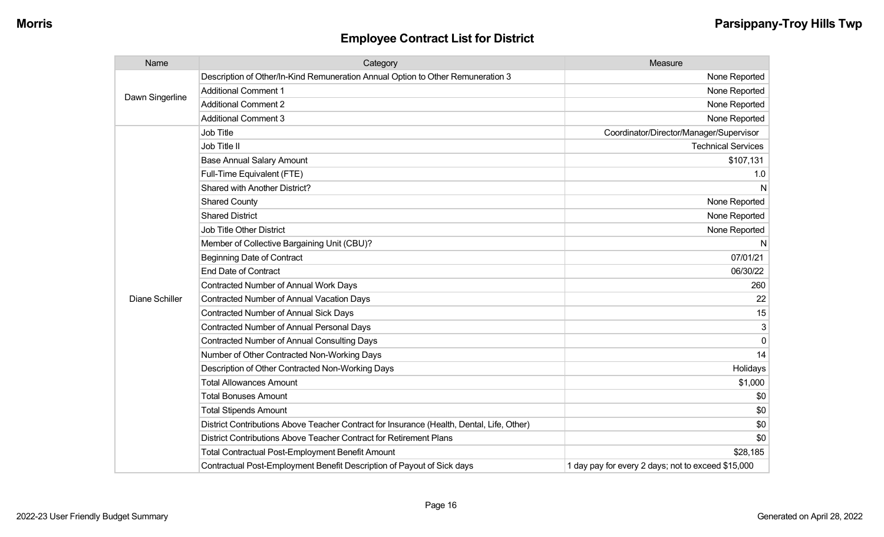## Employee Contract List for District

| Name | Category | Measure |
|---|---|---|
| Dawn Singerline | Description of Other/In-Kind Remuneration Annual Option to Other Remuneration 3 | None Reported |
| | Additional Comment 1 | None Reported |
| | Additional Comment 2 | None Reported |
| | Additional Comment 3 | None Reported |
| Diane Schiller | Job Title | Coordinator/Director/Manager/Supervisor |
| | Job Title II | Technical Services |
| | Base Annual Salary Amount | $107,131 |
| | Full-Time Equivalent (FTE) | 1.0 |
| | Shared with Another District? | N |
| | Shared County | None Reported |
| | Shared District | None Reported |
| | Job Title Other District | None Reported |
| | Member of Collective Bargaining Unit (CBU)? | N |
| | Beginning Date of Contract | 07/01/21 |
| | End Date of Contract | 06/30/22 |
| | Contracted Number of Annual Work Days | 260 |
| | Contracted Number of Annual Vacation Days | 22 |
| | Contracted Number of Annual Sick Days | 15 |
| | Contracted Number of Annual Personal Days | 3 |
| | Contracted Number of Annual Consulting Days | 0 |
| | Number of Other Contracted Non-Working Days | 14 |
| | Description of Other Contracted Non-Working Days | Holidays |
| | Total Allowances Amount | $1,000 |
| | Total Bonuses Amount | $0 |
| | Total Stipends Amount | $0 |
| | District Contributions Above Teacher Contract for Insurance (Health, Dental, Life, Other) | $0 |
| | District Contributions Above Teacher Contract for Retirement Plans | $0 |
| | Total Contractual Post-Employment Benefit Amount | $28,185 |
| | Contractual Post-Employment Benefit Description of Payout of Sick days | 1 day pay for every 2 days; not to exceed $15,000 |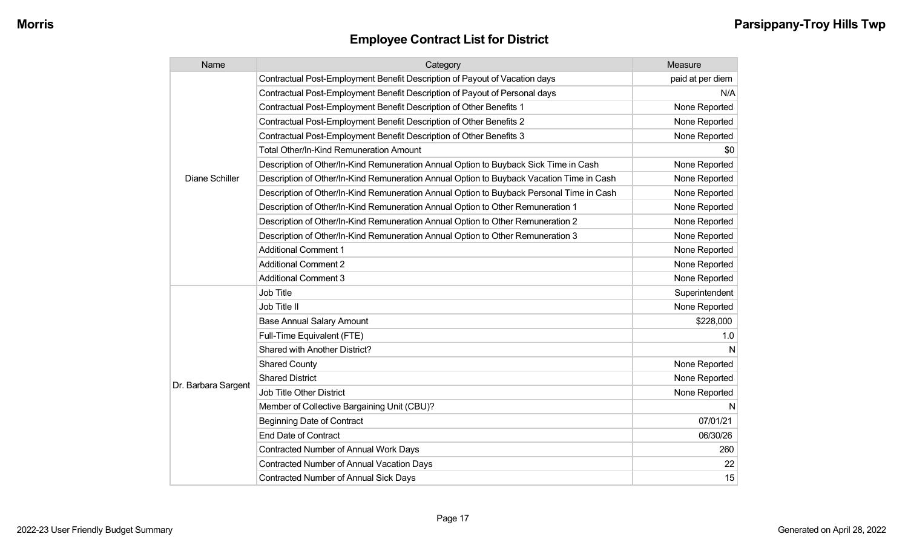## Employee Contract List for District

| Name | Category | Measure |
|---|---|---|
| Diane Schiller | Contractual Post-Employment Benefit Description of Payout of Vacation days | paid at per diem |
| | Contractual Post-Employment Benefit Description of Payout of Personal days | N/A |
| | Contractual Post-Employment Benefit Description of Other Benefits 1 | None Reported |
| | Contractual Post-Employment Benefit Description of Other Benefits 2 | None Reported |
| | Contractual Post-Employment Benefit Description of Other Benefits 3 | None Reported |
| | Total Other/In-Kind Remuneration Amount | $0 |
| | Description of Other/In-Kind Remuneration Annual Option to Buyback Sick Time in Cash | None Reported |
| | Description of Other/In-Kind Remuneration Annual Option to Buyback Vacation Time in Cash | None Reported |
| | Description of Other/In-Kind Remuneration Annual Option to Buyback Personal Time in Cash | None Reported |
| | Description of Other/In-Kind Remuneration Annual Option to Other Remuneration 1 | None Reported |
| | Description of Other/In-Kind Remuneration Annual Option to Other Remuneration 2 | None Reported |
| | Description of Other/In-Kind Remuneration Annual Option to Other Remuneration 3 | None Reported |
| | Additional Comment 1 | None Reported |
| | Additional Comment 2 | None Reported |
| | Additional Comment 3 | None Reported |
| Dr. Barbara Sargent | Job Title | Superintendent |
| | Job Title II | None Reported |
| | Base Annual Salary Amount | $228,000 |
| | Full-Time Equivalent (FTE) | 1.0 |
| | Shared with Another District? | N |
| | Shared County | None Reported |
| | Shared District | None Reported |
| | Job Title Other District | None Reported |
| | Member of Collective Bargaining Unit (CBU)? | N |
| | Beginning Date of Contract | 07/01/21 |
| | End Date of Contract | 06/30/26 |
| | Contracted Number of Annual Work Days | 260 |
| | Contracted Number of Annual Vacation Days | 22 |
| | Contracted Number of Annual Sick Days | 15 |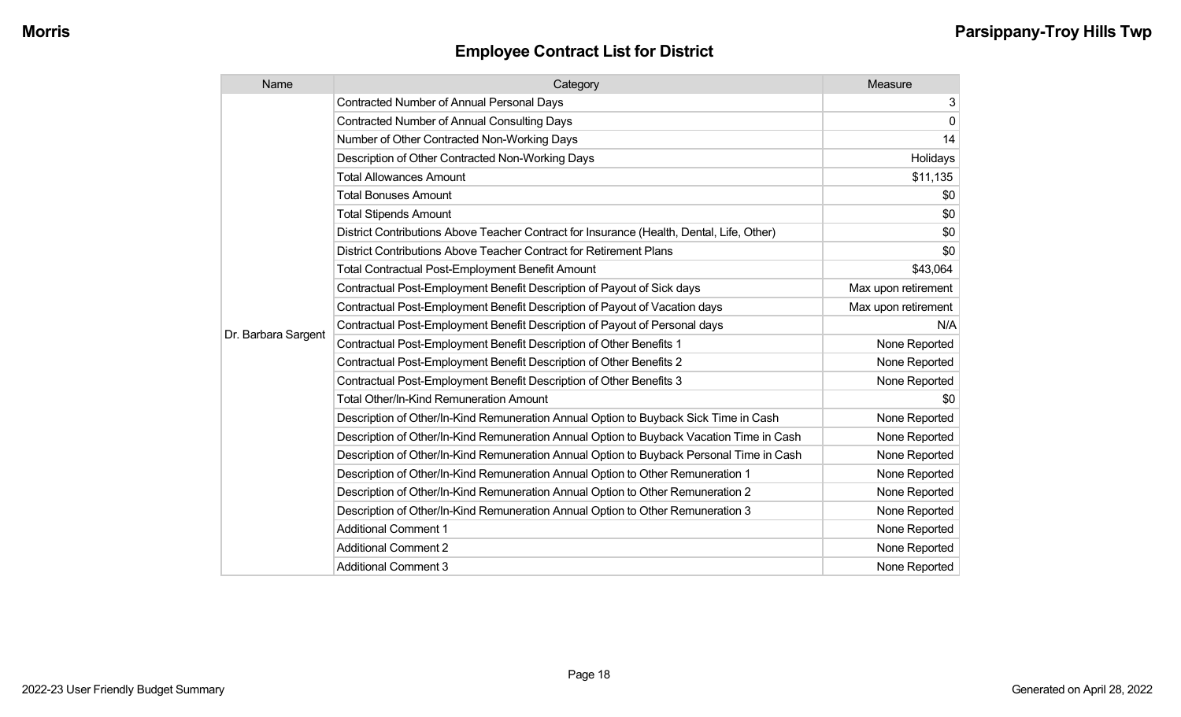## Employee Contract List for District

| Name | Category | Measure |
|---|---|---|
| Dr. Barbara Sargent | Contracted Number of Annual Personal Days | 3 |
| | Contracted Number of Annual Consulting Days | 0 |
| | Number of Other Contracted Non-Working Days | 14 |
| | Description of Other Contracted Non-Working Days | Holidays |
| | Total Allowances Amount | $11,135 |
| | Total Bonuses Amount | $0 |
| | Total Stipends Amount | $0 |
| | District Contributions Above Teacher Contract for Insurance (Health, Dental, Life, Other) | $0 |
| | District Contributions Above Teacher Contract for Retirement Plans | $0 |
| | Total Contractual Post-Employment Benefit Amount | $43,064 |
| | Contractual Post-Employment Benefit Description of Payout of Sick days | Max upon retirement |
| | Contractual Post-Employment Benefit Description of Payout of Vacation days | Max upon retirement |
| | Contractual Post-Employment Benefit Description of Payout of Personal days | N/A |
| | Contractual Post-Employment Benefit Description of Other Benefits 1 | None Reported |
| | Contractual Post-Employment Benefit Description of Other Benefits 2 | None Reported |
| | Contractual Post-Employment Benefit Description of Other Benefits 3 | None Reported |
| | Total Other/In-Kind Remuneration Amount | $0 |
| | Description of Other/In-Kind Remuneration Annual Option to Buyback Sick Time in Cash | None Reported |
| | Description of Other/In-Kind Remuneration Annual Option to Buyback Vacation Time in Cash | None Reported |
| | Description of Other/In-Kind Remuneration Annual Option to Buyback Personal Time in Cash | None Reported |
| | Description of Other/In-Kind Remuneration Annual Option to Other Remuneration 1 | None Reported |
| | Description of Other/In-Kind Remuneration Annual Option to Other Remuneration 2 | None Reported |
| | Description of Other/In-Kind Remuneration Annual Option to Other Remuneration 3 | None Reported |
| | Additional Comment 1 | None Reported |
| | Additional Comment 2 | None Reported |
| | Additional Comment 3 | None Reported |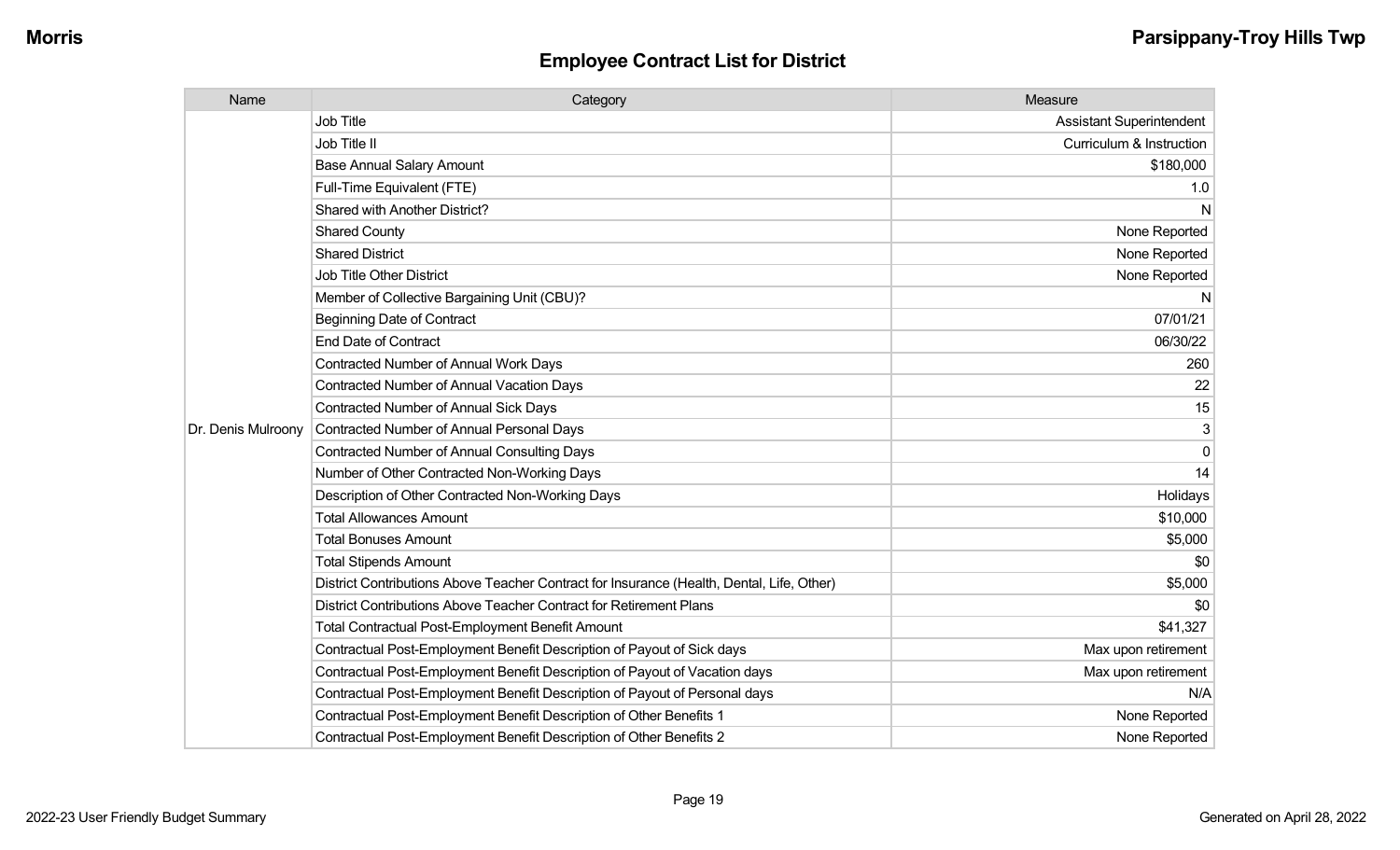## Employee Contract List for District

| Name | Category | Measure |
|---|---|---|
| Dr. Denis Mulroony | Job Title | Assistant Superintendent |
| | Job Title II | Curriculum & Instruction |
| | Base Annual Salary Amount | $180,000 |
| | Full-Time Equivalent (FTE) | 1.0 |
| | Shared with Another District? | N |
| | Shared County | None Reported |
| | Shared District | None Reported |
| | Job Title Other District | None Reported |
| | Member of Collective Bargaining Unit (CBU)? | N |
| | Beginning Date of Contract | 07/01/21 |
| | End Date of Contract | 06/30/22 |
| | Contracted Number of Annual Work Days | 260 |
| | Contracted Number of Annual Vacation Days | 22 |
| | Contracted Number of Annual Sick Days | 15 |
| | Contracted Number of Annual Personal Days | 3 |
| | Contracted Number of Annual Consulting Days | 0 |
| | Number of Other Contracted Non-Working Days | 14 |
| | Description of Other Contracted Non-Working Days | Holidays |
| | Total Allowances Amount | $10,000 |
| | Total Bonuses Amount | $5,000 |
| | Total Stipends Amount | $0 |
| | District Contributions Above Teacher Contract for Insurance (Health, Dental, Life, Other) | $5,000 |
| | District Contributions Above Teacher Contract for Retirement Plans | $0 |
| | Total Contractual Post-Employment Benefit Amount | $41,327 |
| | Contractual Post-Employment Benefit Description of Payout of Sick days | Max upon retirement |
| | Contractual Post-Employment Benefit Description of Payout of Vacation days | Max upon retirement |
| | Contractual Post-Employment Benefit Description of Payout of Personal days | N/A |
| | Contractual Post-Employment Benefit Description of Other Benefits 1 | None Reported |
| | Contractual Post-Employment Benefit Description of Other Benefits 2 | None Reported |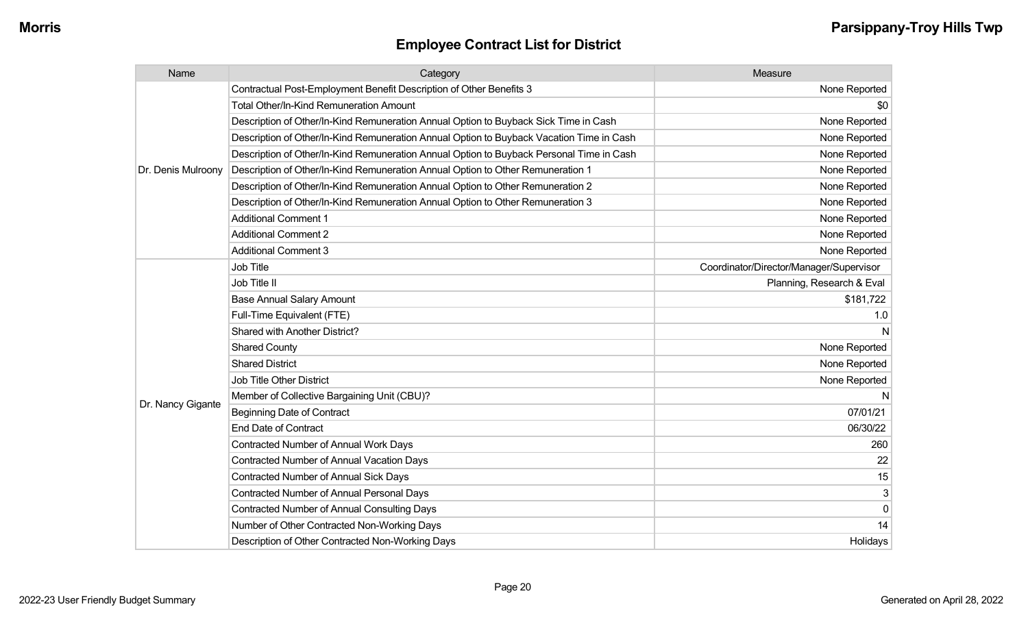## Employee Contract List for District

| Name | Category | Measure |
|---|---|---|
| Dr. Denis Mulroony | Contractual Post-Employment Benefit Description of Other Benefits 3 | None Reported |
| | Total Other/In-Kind Remuneration Amount | $0 |
| | Description of Other/In-Kind Remuneration Annual Option to Buyback Sick Time in Cash | None Reported |
| | Description of Other/In-Kind Remuneration Annual Option to Buyback Vacation Time in Cash | None Reported |
| | Description of Other/In-Kind Remuneration Annual Option to Buyback Personal Time in Cash | None Reported |
| | Description of Other/In-Kind Remuneration Annual Option to Other Remuneration 1 | None Reported |
| | Description of Other/In-Kind Remuneration Annual Option to Other Remuneration 2 | None Reported |
| | Description of Other/In-Kind Remuneration Annual Option to Other Remuneration 3 | None Reported |
| | Additional Comment 1 | None Reported |
| | Additional Comment 2 | None Reported |
| | Additional Comment 3 | None Reported |
| Dr. Nancy Gigante | Job Title | Coordinator/Director/Manager/Supervisor |
| | Job Title II | Planning, Research & Eval |
| | Base Annual Salary Amount | $181,722 |
| | Full-Time Equivalent (FTE) | 1.0 |
| | Shared with Another District? | N |
| | Shared County | None Reported |
| | Shared District | None Reported |
| | Job Title Other District | None Reported |
| | Member of Collective Bargaining Unit (CBU)? | N |
| | Beginning Date of Contract | 07/01/21 |
| | End Date of Contract | 06/30/22 |
| | Contracted Number of Annual Work Days | 260 |
| | Contracted Number of Annual Vacation Days | 22 |
| | Contracted Number of Annual Sick Days | 15 |
| | Contracted Number of Annual Personal Days | 3 |
| | Contracted Number of Annual Consulting Days | 0 |
| | Number of Other Contracted Non-Working Days | 14 |
| | Description of Other Contracted Non-Working Days | Holidays |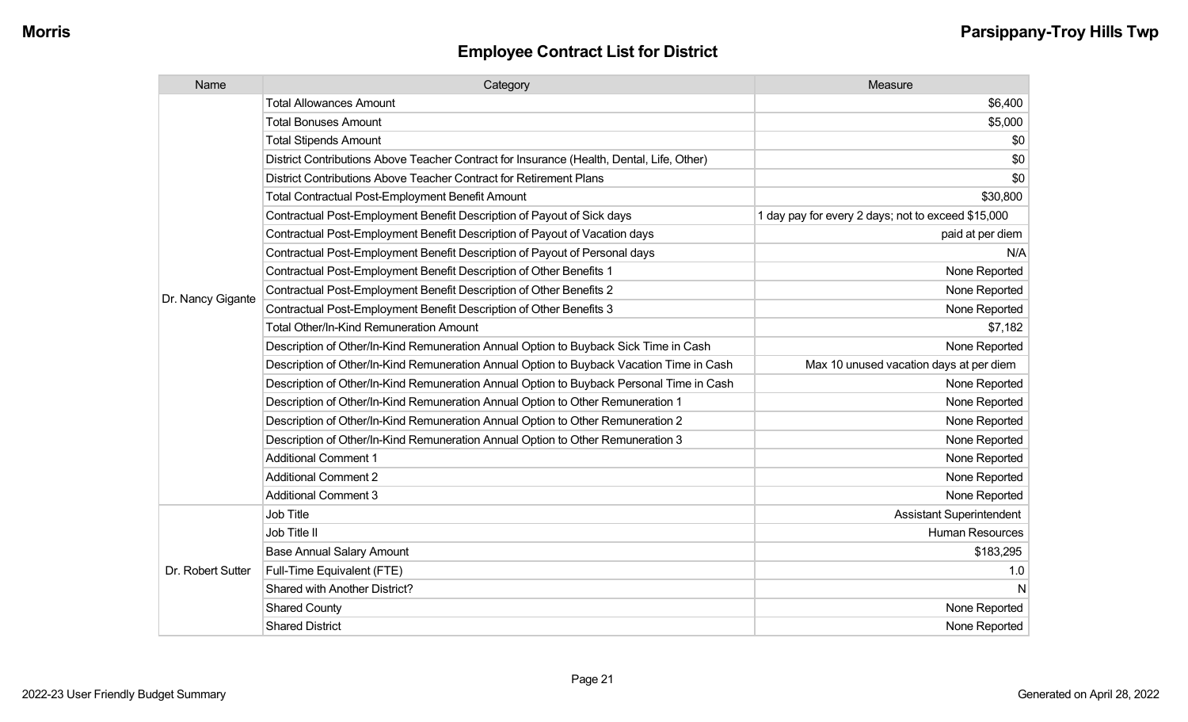## Employee Contract List for District

| Name | Category | Measure |
|---|---|---|
| Dr. Nancy Gigante | Total Allowances Amount | $6,400 |
| | Total Bonuses Amount | $5,000 |
| | Total Stipends Amount | $0 |
| | District Contributions Above Teacher Contract for Insurance (Health, Dental, Life, Other) | $0 |
| | District Contributions Above Teacher Contract for Retirement Plans | $0 |
| | Total Contractual Post-Employment Benefit Amount | $30,800 |
| | Contractual Post-Employment Benefit Description of Payout of Sick days | 1 day pay for every 2 days; not to exceed $15,000 |
| | Contractual Post-Employment Benefit Description of Payout of Vacation days | paid at per diem |
| | Contractual Post-Employment Benefit Description of Payout of Personal days | N/A |
| | Contractual Post-Employment Benefit Description of Other Benefits 1 | None Reported |
| | Contractual Post-Employment Benefit Description of Other Benefits 2 | None Reported |
| | Contractual Post-Employment Benefit Description of Other Benefits 3 | None Reported |
| | Total Other/In-Kind Remuneration Amount | $7,182 |
| | Description of Other/In-Kind Remuneration Annual Option to Buyback Sick Time in Cash | None Reported |
| | Description of Other/In-Kind Remuneration Annual Option to Buyback Vacation Time in Cash | Max 10 unused vacation days at per diem |
| | Description of Other/In-Kind Remuneration Annual Option to Buyback Personal Time in Cash | None Reported |
| | Description of Other/In-Kind Remuneration Annual Option to Other Remuneration 1 | None Reported |
| | Description of Other/In-Kind Remuneration Annual Option to Other Remuneration 2 | None Reported |
| | Description of Other/In-Kind Remuneration Annual Option to Other Remuneration 3 | None Reported |
| | Additional Comment 1 | None Reported |
| | Additional Comment 2 | None Reported |
| | Additional Comment 3 | None Reported |
| Dr. Robert Sutter | Job Title | Assistant Superintendent |
| | Job Title II | Human Resources |
| | Base Annual Salary Amount | $183,295 |
| | Full-Time Equivalent (FTE) | 1.0 |
| | Shared with Another District? | N |
| | Shared County | None Reported |
| | Shared District | None Reported |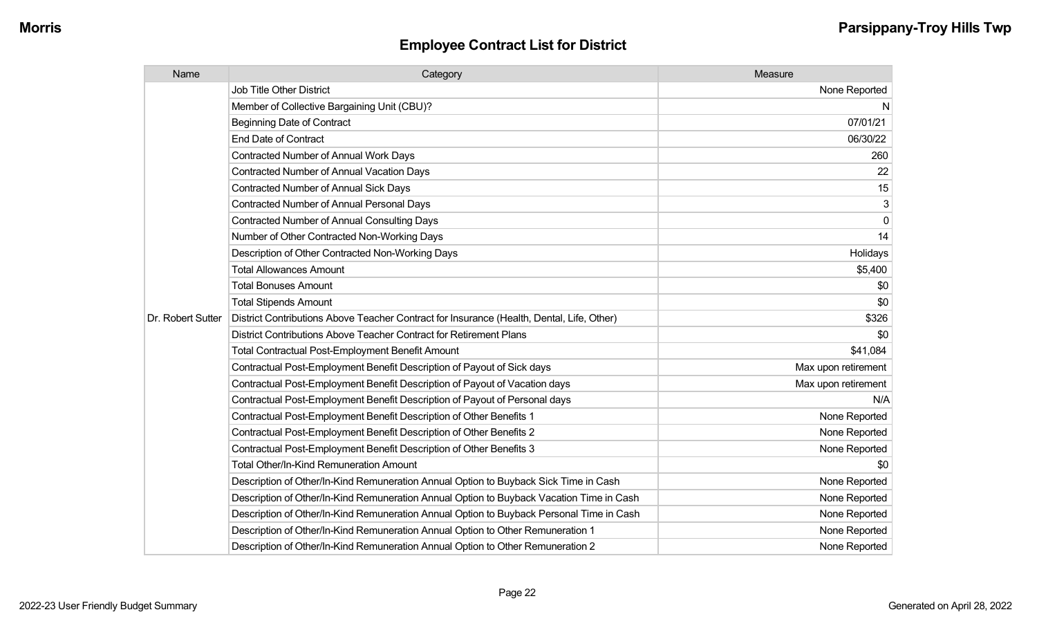## Employee Contract List for District

| Name | Category | Measure |
| --- | --- | --- |
| Dr. Robert Sutter | Job Title Other District | None Reported |
| | Member of Collective Bargaining Unit (CBU)? | N |
| | Beginning Date of Contract | 07/01/21 |
| | End Date of Contract | 06/30/22 |
| | Contracted Number of Annual Work Days | 260 |
| | Contracted Number of Annual Vacation Days | 22 |
| | Contracted Number of Annual Sick Days | 15 |
| | Contracted Number of Annual Personal Days | 3 |
| | Contracted Number of Annual Consulting Days | 0 |
| | Number of Other Contracted Non-Working Days | 14 |
| | Description of Other Contracted Non-Working Days | Holidays |
| | Total Allowances Amount | $5,400 |
| | Total Bonuses Amount | $0 |
| | Total Stipends Amount | $0 |
| | District Contributions Above Teacher Contract for Insurance (Health, Dental, Life, Other) | $326 |
| | District Contributions Above Teacher Contract for Retirement Plans | $0 |
| | Total Contractual Post-Employment Benefit Amount | $41,084 |
| | Contractual Post-Employment Benefit Description of Payout of Sick days | Max upon retirement |
| | Contractual Post-Employment Benefit Description of Payout of Vacation days | Max upon retirement |
| | Contractual Post-Employment Benefit Description of Payout of Personal days | N/A |
| | Contractual Post-Employment Benefit Description of Other Benefits 1 | None Reported |
| | Contractual Post-Employment Benefit Description of Other Benefits 2 | None Reported |
| | Contractual Post-Employment Benefit Description of Other Benefits 3 | None Reported |
| | Total Other/In-Kind Remuneration Amount | $0 |
| | Description of Other/In-Kind Remuneration Annual Option to Buyback Sick Time in Cash | None Reported |
| | Description of Other/In-Kind Remuneration Annual Option to Buyback Vacation Time in Cash | None Reported |
| | Description of Other/In-Kind Remuneration Annual Option to Buyback Personal Time in Cash | None Reported |
| | Description of Other/In-Kind Remuneration Annual Option to Other Remuneration 1 | None Reported |
| | Description of Other/In-Kind Remuneration Annual Option to Other Remuneration 2 | None Reported |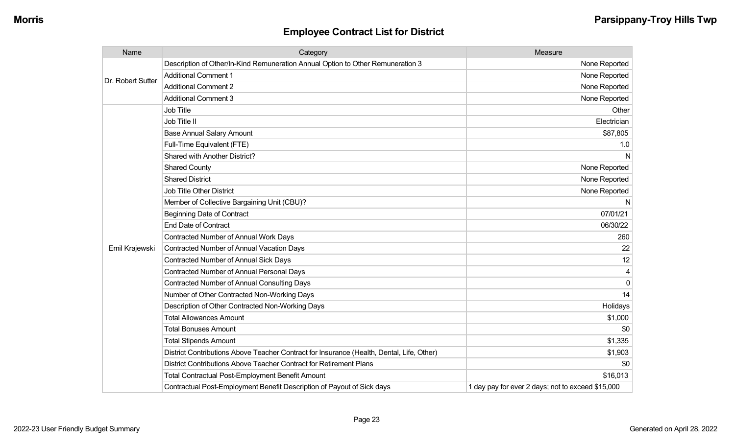## Employee Contract List for District

| Name | Category | Measure |
|---|---|---|
| Dr. Robert Sutter | Description of Other/In-Kind Remuneration Annual Option to Other Remuneration 3 | None Reported |
| | Additional Comment 1 | None Reported |
| | Additional Comment 2 | None Reported |
| | Additional Comment 3 | None Reported |
| Emil Krajewski | Job Title | Other |
| | Job Title II | Electrician |
| | Base Annual Salary Amount | $87,805 |
| | Full-Time Equivalent (FTE) | 1.0 |
| | Shared with Another District? | N |
| | Shared County | None Reported |
| | Shared District | None Reported |
| | Job Title Other District | None Reported |
| | Member of Collective Bargaining Unit (CBU)? | N |
| | Beginning Date of Contract | 07/01/21 |
| | End Date of Contract | 06/30/22 |
| | Contracted Number of Annual Work Days | 260 |
| | Contracted Number of Annual Vacation Days | 22 |
| | Contracted Number of Annual Sick Days | 12 |
| | Contracted Number of Annual Personal Days | 4 |
| | Contracted Number of Annual Consulting Days | 0 |
| | Number of Other Contracted Non-Working Days | 14 |
| | Description of Other Contracted Non-Working Days | Holidays |
| | Total Allowances Amount | $1,000 |
| | Total Bonuses Amount | $0 |
| | Total Stipends Amount | $1,335 |
| | District Contributions Above Teacher Contract for Insurance (Health, Dental, Life, Other) | $1,903 |
| | District Contributions Above Teacher Contract for Retirement Plans | $0 |
| | Total Contractual Post-Employment Benefit Amount | $16,013 |
| | Contractual Post-Employment Benefit Description of Payout of Sick days | 1 day pay for ever 2 days; not to exceed $15,000 |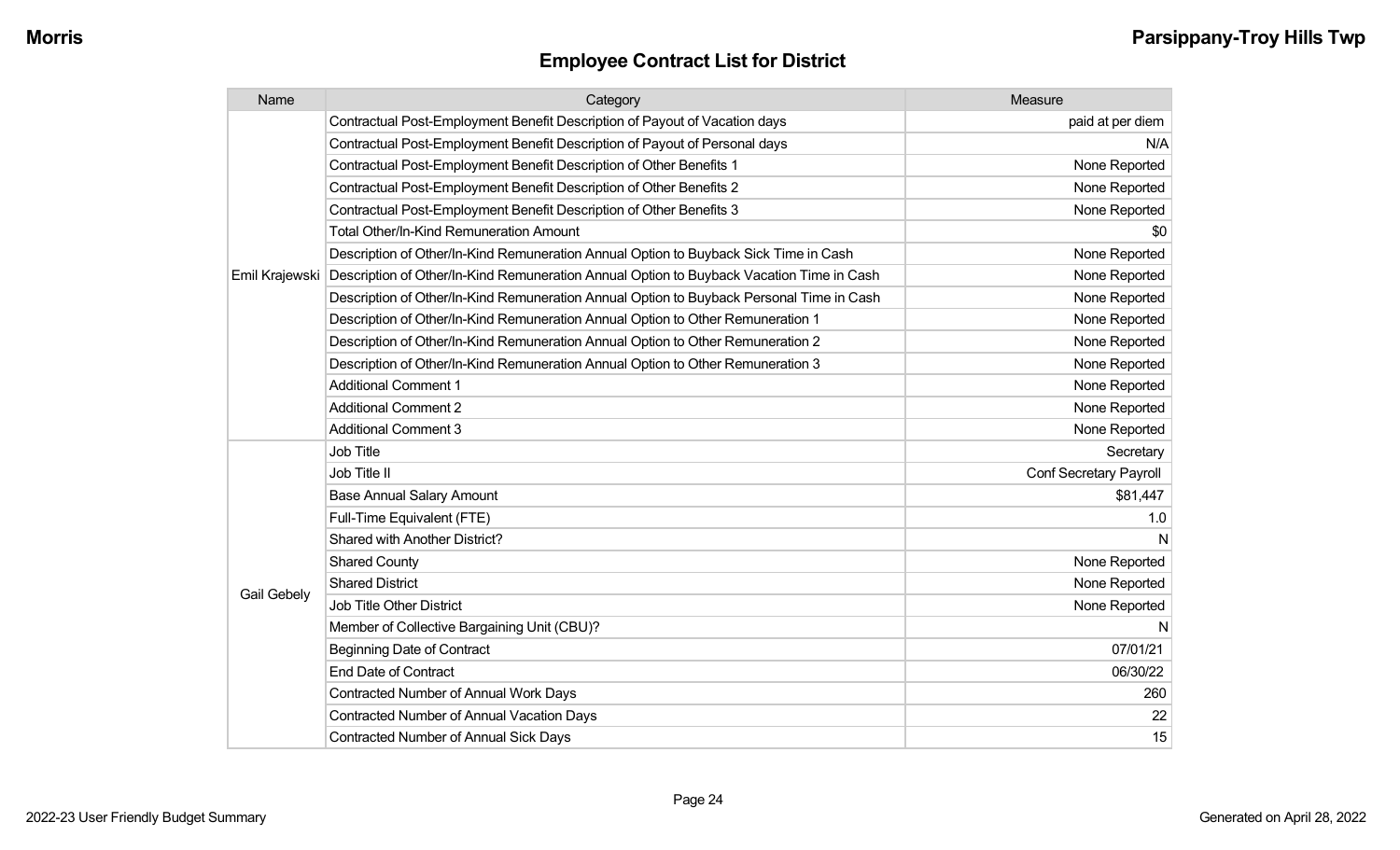## Employee Contract List for District

| Name | Category | Measure |
|---|---|---|
| Emil Krajewski | Contractual Post-Employment Benefit Description of Payout of Vacation days | paid at per diem |
| | Contractual Post-Employment Benefit Description of Payout of Personal days | N/A |
| | Contractual Post-Employment Benefit Description of Other Benefits 1 | None Reported |
| | Contractual Post-Employment Benefit Description of Other Benefits 2 | None Reported |
| | Contractual Post-Employment Benefit Description of Other Benefits 3 | None Reported |
| | Total Other/In-Kind Remuneration Amount | $0 |
| | Description of Other/In-Kind Remuneration Annual Option to Buyback Sick Time in Cash | None Reported |
| | Description of Other/In-Kind Remuneration Annual Option to Buyback Vacation Time in Cash | None Reported |
| | Description of Other/In-Kind Remuneration Annual Option to Buyback Personal Time in Cash | None Reported |
| | Description of Other/In-Kind Remuneration Annual Option to Other Remuneration 1 | None Reported |
| | Description of Other/In-Kind Remuneration Annual Option to Other Remuneration 2 | None Reported |
| | Description of Other/In-Kind Remuneration Annual Option to Other Remuneration 3 | None Reported |
| | Additional Comment 1 | None Reported |
| | Additional Comment 2 | None Reported |
| | Additional Comment 3 | None Reported |
| Gail Gebely | Job Title | Secretary |
| | Job Title II | Conf Secretary Payroll |
| | Base Annual Salary Amount | $81,447 |
| | Full-Time Equivalent (FTE) | 1.0 |
| | Shared with Another District? | N |
| | Shared County | None Reported |
| | Shared District | None Reported |
| | Job Title Other District | None Reported |
| | Member of Collective Bargaining Unit (CBU)? | N |
| | Beginning Date of Contract | 07/01/21 |
| | End Date of Contract | 06/30/22 |
| | Contracted Number of Annual Work Days | 260 |
| | Contracted Number of Annual Vacation Days | 22 |
| | Contracted Number of Annual Sick Days | 15 |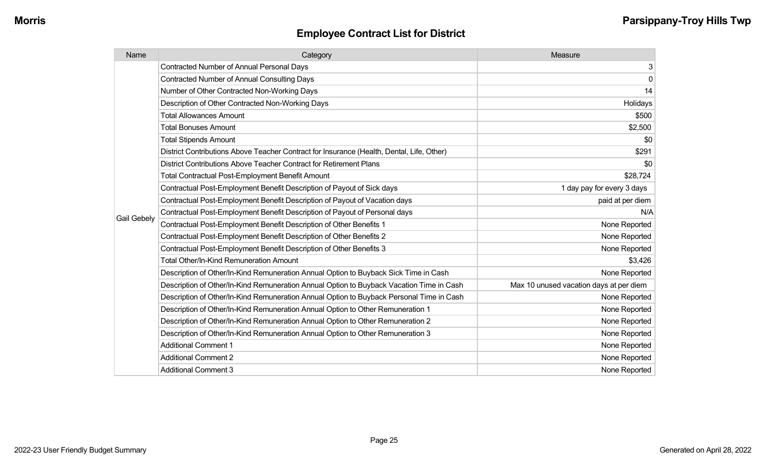## Employee Contract List for District

| Name | Category | Measure |
|---|---|---|
| Gail Gebely | Contracted Number of Annual Personal Days | 3 |
| | Contracted Number of Annual Consulting Days | 0 |
| | Number of Other Contracted Non-Working Days | 14 |
| | Description of Other Contracted Non-Working Days | Holidays |
| | Total Allowances Amount | $500 |
| | Total Bonuses Amount | $2,500 |
| | Total Stipends Amount | $0 |
| | District Contributions Above Teacher Contract for Insurance (Health, Dental, Life, Other) | $291 |
| | District Contributions Above Teacher Contract for Retirement Plans | $0 |
| | Total Contractual Post-Employment Benefit Amount | $28,724 |
| | Contractual Post-Employment Benefit Description of Payout of Sick days | 1 day pay for every 3 days |
| | Contractual Post-Employment Benefit Description of Payout of Vacation days | paid at per diem |
| | Contractual Post-Employment Benefit Description of Payout of Personal days | N/A |
| | Contractual Post-Employment Benefit Description of Other Benefits 1 | None Reported |
| | Contractual Post-Employment Benefit Description of Other Benefits 2 | None Reported |
| | Contractual Post-Employment Benefit Description of Other Benefits 3 | None Reported |
| | Total Other/In-Kind Remuneration Amount | $3,426 |
| | Description of Other/In-Kind Remuneration Annual Option to Buyback Sick Time in Cash | None Reported |
| | Description of Other/In-Kind Remuneration Annual Option to Buyback Vacation Time in Cash | Max 10 unused vacation days at per diem |
| | Description of Other/In-Kind Remuneration Annual Option to Buyback Personal Time in Cash | None Reported |
| | Description of Other/In-Kind Remuneration Annual Option to Other Remuneration 1 | None Reported |
| | Description of Other/In-Kind Remuneration Annual Option to Other Remuneration 2 | None Reported |
| | Description of Other/In-Kind Remuneration Annual Option to Other Remuneration 3 | None Reported |
| | Additional Comment 1 | None Reported |
| | Additional Comment 2 | None Reported |
| | Additional Comment 3 | None Reported |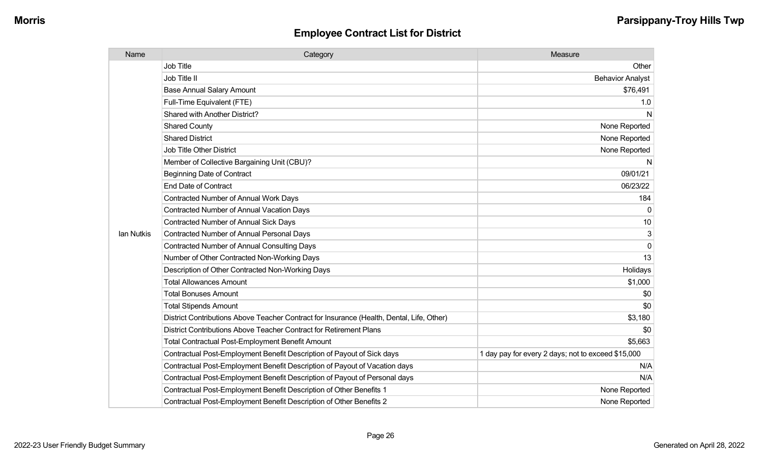## Employee Contract List for District

| Name | Category | Measure |
|---|---|---|
| Ian Nutkis | Job Title | Other |
| | Job Title II | Behavior Analyst |
| | Base Annual Salary Amount | $76,491 |
| | Full-Time Equivalent (FTE) | 1.0 |
| | Shared with Another District? | N |
| | Shared County | None Reported |
| | Shared District | None Reported |
| | Job Title Other District | None Reported |
| | Member of Collective Bargaining Unit (CBU)? | N |
| | Beginning Date of Contract | 09/01/21 |
| | End Date of Contract | 06/23/22 |
| | Contracted Number of Annual Work Days | 184 |
| | Contracted Number of Annual Vacation Days | 0 |
| | Contracted Number of Annual Sick Days | 10 |
| | Contracted Number of Annual Personal Days | 3 |
| | Contracted Number of Annual Consulting Days | 0 |
| | Number of Other Contracted Non-Working Days | 13 |
| | Description of Other Contracted Non-Working Days | Holidays |
| | Total Allowances Amount | $1,000 |
| | Total Bonuses Amount | $0 |
| | Total Stipends Amount | $0 |
| | District Contributions Above Teacher Contract for Insurance (Health, Dental, Life, Other) | $3,180 |
| | District Contributions Above Teacher Contract for Retirement Plans | $0 |
| | Total Contractual Post-Employment Benefit Amount | $5,663 |
| | Contractual Post-Employment Benefit Description of Payout of Sick days | 1 day pay for every 2 days; not to exceed $15,000 |
| | Contractual Post-Employment Benefit Description of Payout of Vacation days | N/A |
| | Contractual Post-Employment Benefit Description of Payout of Personal days | N/A |
| | Contractual Post-Employment Benefit Description of Other Benefits 1 | None Reported |
| | Contractual Post-Employment Benefit Description of Other Benefits 2 | None Reported |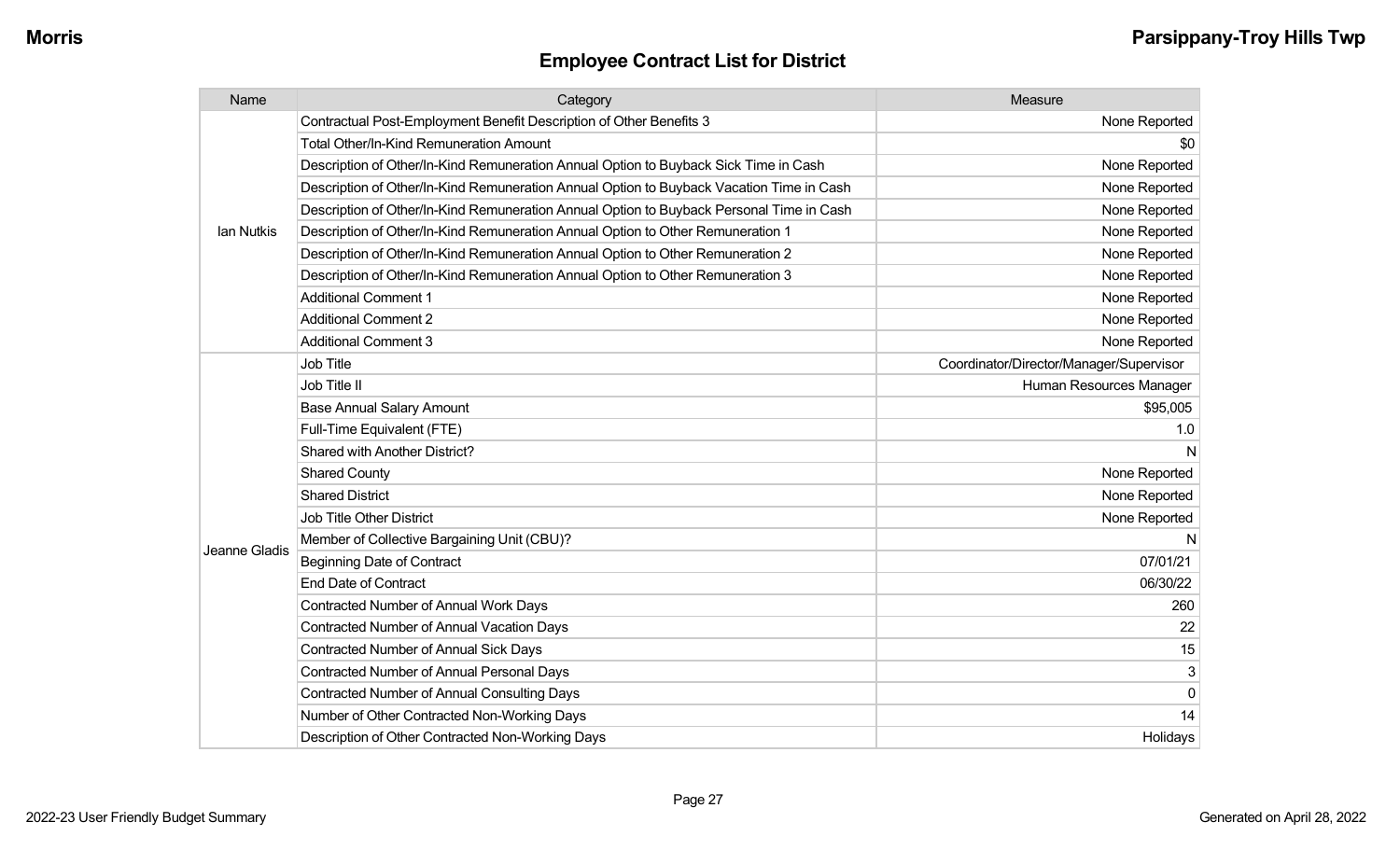## Employee Contract List for District

| Name | Category | Measure |
|---|---|---|
| Ian Nutkis | Contractual Post-Employment Benefit Description of Other Benefits 3 | None Reported |
| | Total Other/In-Kind Remuneration Amount | $0 |
| | Description of Other/In-Kind Remuneration Annual Option to Buyback Sick Time in Cash | None Reported |
| | Description of Other/In-Kind Remuneration Annual Option to Buyback Vacation Time in Cash | None Reported |
| | Description of Other/In-Kind Remuneration Annual Option to Buyback Personal Time in Cash | None Reported |
| | Description of Other/In-Kind Remuneration Annual Option to Other Remuneration 1 | None Reported |
| | Description of Other/In-Kind Remuneration Annual Option to Other Remuneration 2 | None Reported |
| | Description of Other/In-Kind Remuneration Annual Option to Other Remuneration 3 | None Reported |
| | Additional Comment 1 | None Reported |
| | Additional Comment 2 | None Reported |
| | Additional Comment 3 | None Reported |
| Jeanne Gladis | Job Title | Coordinator/Director/Manager/Supervisor |
| | Job Title II | Human Resources Manager |
| | Base Annual Salary Amount | $95,005 |
| | Full-Time Equivalent (FTE) | 1.0 |
| | Shared with Another District? | N |
| | Shared County | None Reported |
| | Shared District | None Reported |
| | Job Title Other District | None Reported |
| | Member of Collective Bargaining Unit (CBU)? | N |
| | Beginning Date of Contract | 07/01/21 |
| | End Date of Contract | 06/30/22 |
| | Contracted Number of Annual Work Days | 260 |
| | Contracted Number of Annual Vacation Days | 22 |
| | Contracted Number of Annual Sick Days | 15 |
| | Contracted Number of Annual Personal Days | 3 |
| | Contracted Number of Annual Consulting Days | 0 |
| | Number of Other Contracted Non-Working Days | 14 |
| | Description of Other Contracted Non-Working Days | Holidays |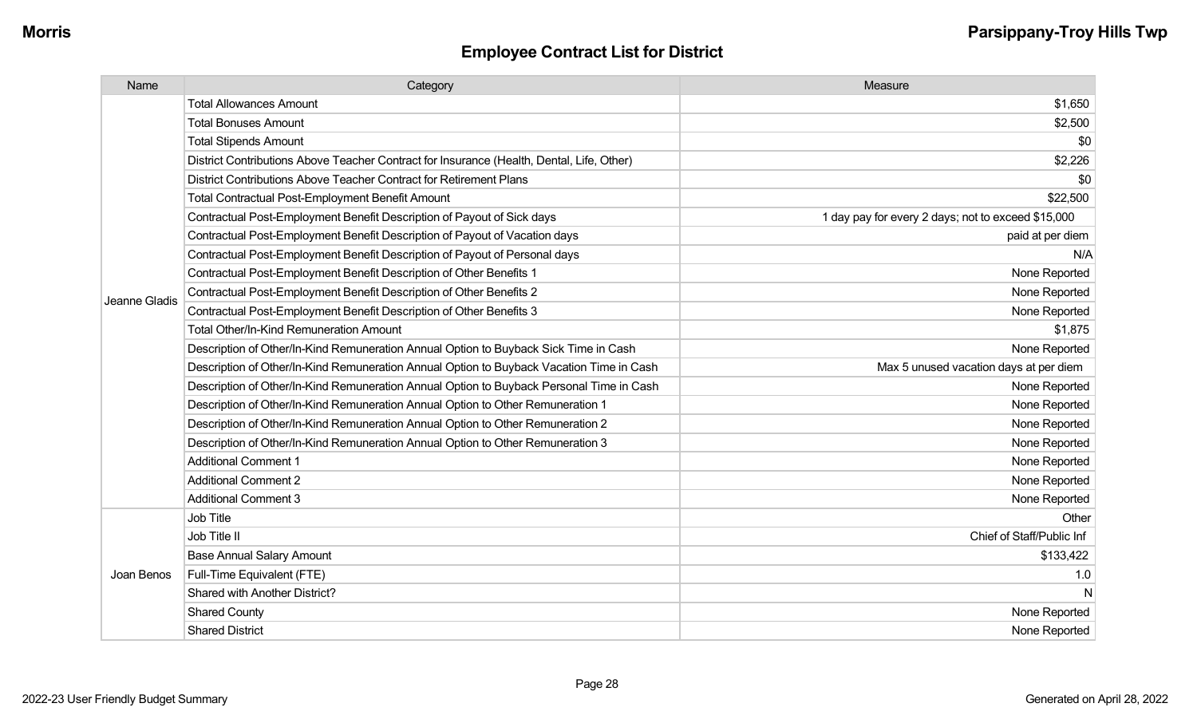## Employee Contract List for District

| Name | Category | Measure |
| --- | --- | --- |
| Jeanne Gladis | Total Allowances Amount | $1,650 |
| | Total Bonuses Amount | $2,500 |
| | Total Stipends Amount | $0 |
| | District Contributions Above Teacher Contract for Insurance (Health, Dental, Life, Other) | $2,226 |
| | District Contributions Above Teacher Contract for Retirement Plans | $0 |
| | Total Contractual Post-Employment Benefit Amount | $22,500 |
| | Contractual Post-Employment Benefit Description of Payout of Sick days | 1 day pay for every 2 days; not to exceed $15,000 |
| | Contractual Post-Employment Benefit Description of Payout of Vacation days | paid at per diem |
| | Contractual Post-Employment Benefit Description of Payout of Personal days | N/A |
| | Contractual Post-Employment Benefit Description of Other Benefits 1 | None Reported |
| | Contractual Post-Employment Benefit Description of Other Benefits 2 | None Reported |
| | Contractual Post-Employment Benefit Description of Other Benefits 3 | None Reported |
| | Total Other/In-Kind Remuneration Amount | $1,875 |
| | Description of Other/In-Kind Remuneration Annual Option to Buyback Sick Time in Cash | None Reported |
| | Description of Other/In-Kind Remuneration Annual Option to Buyback Vacation Time in Cash | Max 5 unused vacation days at per diem |
| | Description of Other/In-Kind Remuneration Annual Option to Buyback Personal Time in Cash | None Reported |
| | Description of Other/In-Kind Remuneration Annual Option to Other Remuneration 1 | None Reported |
| | Description of Other/In-Kind Remuneration Annual Option to Other Remuneration 2 | None Reported |
| | Description of Other/In-Kind Remuneration Annual Option to Other Remuneration 3 | None Reported |
| | Additional Comment 1 | None Reported |
| | Additional Comment 2 | None Reported |
| | Additional Comment 3 | None Reported |
| Joan Benos | Job Title | Other |
| | Job Title II | Chief of Staff/Public Inf |
| | Base Annual Salary Amount | $133,422 |
| | Full-Time Equivalent (FTE) | 1.0 |
| | Shared with Another District? | N |
| | Shared County | None Reported |
| | Shared District | None Reported |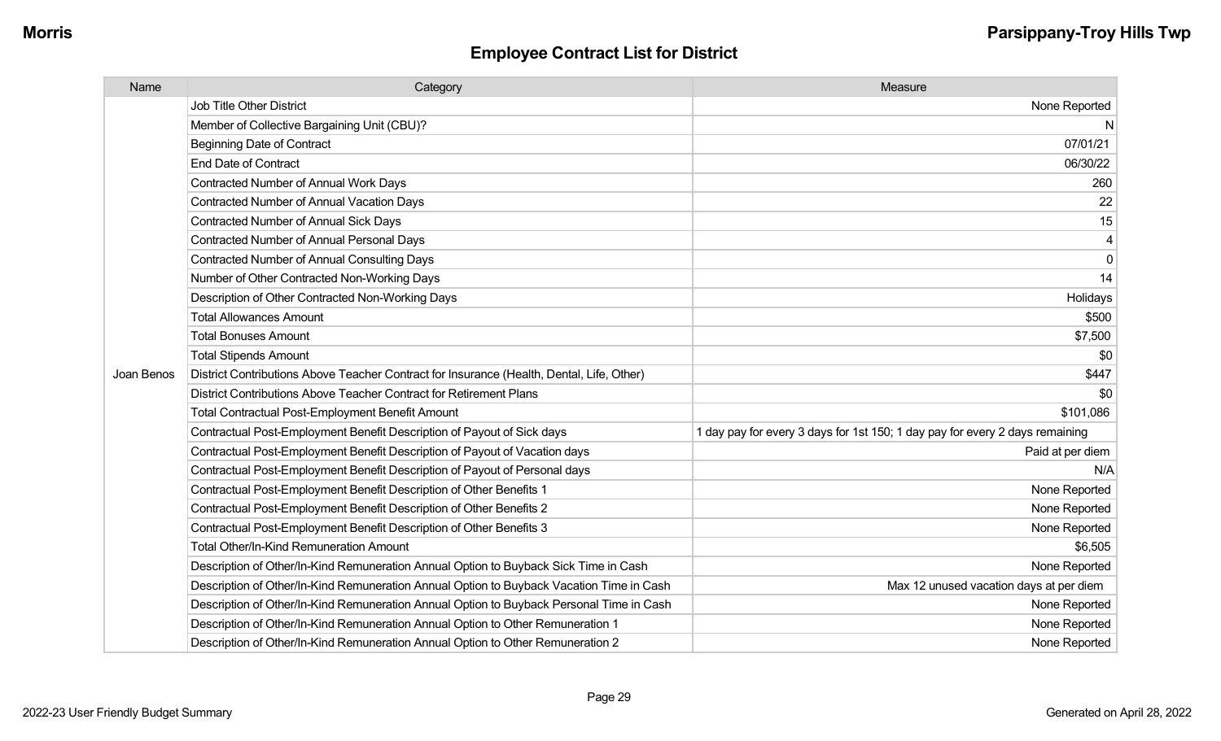## Employee Contract List for District

| Name | Category | Measure |
|---|---|---|
| Joan Benos | Job Title Other District | None Reported |
| | Member of Collective Bargaining Unit (CBU)? | N |
| | Beginning Date of Contract | 07/01/21 |
| | End Date of Contract | 06/30/22 |
| | Contracted Number of Annual Work Days | 260 |
| | Contracted Number of Annual Vacation Days | 22 |
| | Contracted Number of Annual Sick Days | 15 |
| | Contracted Number of Annual Personal Days | 4 |
| | Contracted Number of Annual Consulting Days | 0 |
| | Number of Other Contracted Non-Working Days | 14 |
| | Description of Other Contracted Non-Working Days | Holidays |
| | Total Allowances Amount | $500 |
| | Total Bonuses Amount | $7,500 |
| | Total Stipends Amount | $0 |
| | District Contributions Above Teacher Contract for Insurance (Health, Dental, Life, Other) | $447 |
| | District Contributions Above Teacher Contract for Retirement Plans | $0 |
| | Total Contractual Post-Employment Benefit Amount | $101,086 |
| | Contractual Post-Employment Benefit Description of Payout of Sick days | 1 day pay for every 3 days for 1st 150; 1 day pay for every 2 days remaining |
| | Contractual Post-Employment Benefit Description of Payout of Vacation days | Paid at per diem |
| | Contractual Post-Employment Benefit Description of Payout of Personal days | N/A |
| | Contractual Post-Employment Benefit Description of Other Benefits 1 | None Reported |
| | Contractual Post-Employment Benefit Description of Other Benefits 2 | None Reported |
| | Contractual Post-Employment Benefit Description of Other Benefits 3 | None Reported |
| | Total Other/In-Kind Remuneration Amount | $6,505 |
| | Description of Other/In-Kind Remuneration Annual Option to Buyback Sick Time in Cash | None Reported |
| | Description of Other/In-Kind Remuneration Annual Option to Buyback Vacation Time in Cash | Max 12 unused vacation days at per diem |
| | Description of Other/In-Kind Remuneration Annual Option to Buyback Personal Time in Cash | None Reported |
| | Description of Other/In-Kind Remuneration Annual Option to Other Remuneration 1 | None Reported |
| | Description of Other/In-Kind Remuneration Annual Option to Other Remuneration 2 | None Reported |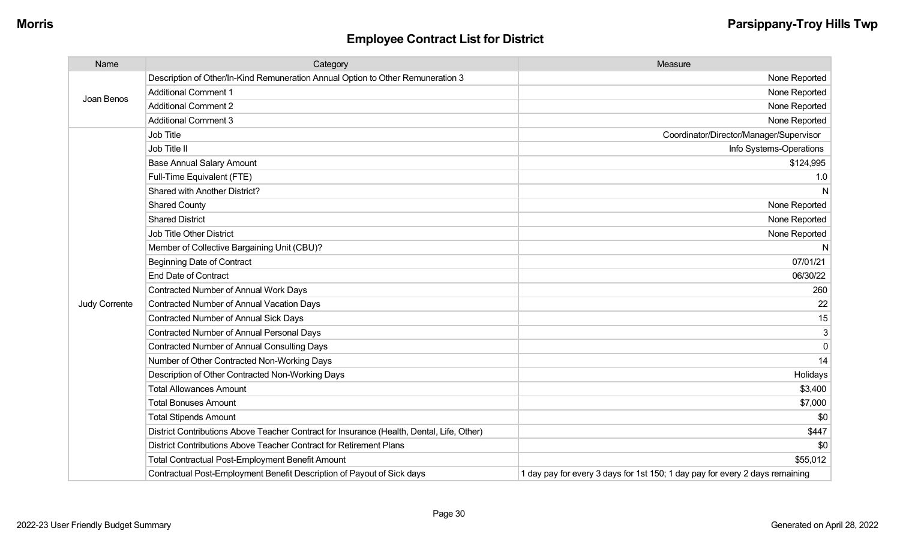## Employee Contract List for District

| Name | Category | Measure |
|---|---|---|
| Joan Benos | Description of Other/In-Kind Remuneration Annual Option to Other Remuneration 3 | None Reported |
| | Additional Comment 1 | None Reported |
| | Additional Comment 2 | None Reported |
| | Additional Comment 3 | None Reported |
| Judy Corrente | Job Title | Coordinator/Director/Manager/Supervisor |
| | Job Title II | Info Systems-Operations |
| | Base Annual Salary Amount | $124,995 |
| | Full-Time Equivalent (FTE) | 1.0 |
| | Shared with Another District? | N |
| | Shared County | None Reported |
| | Shared District | None Reported |
| | Job Title Other District | None Reported |
| | Member of Collective Bargaining Unit (CBU)? | N |
| | Beginning Date of Contract | 07/01/21 |
| | End Date of Contract | 06/30/22 |
| | Contracted Number of Annual Work Days | 260 |
| | Contracted Number of Annual Vacation Days | 22 |
| | Contracted Number of Annual Sick Days | 15 |
| | Contracted Number of Annual Personal Days | 3 |
| | Contracted Number of Annual Consulting Days | 0 |
| | Number of Other Contracted Non-Working Days | 14 |
| | Description of Other Contracted Non-Working Days | Holidays |
| | Total Allowances Amount | $3,400 |
| | Total Bonuses Amount | $7,000 |
| | Total Stipends Amount | $0 |
| | District Contributions Above Teacher Contract for Insurance (Health, Dental, Life, Other) | $447 |
| | District Contributions Above Teacher Contract for Retirement Plans | $0 |
| | Total Contractual Post-Employment Benefit Amount | $55,012 |
| | Contractual Post-Employment Benefit Description of Payout of Sick days | 1 day pay for every 3 days for 1st 150; 1 day pay for every 2 days remaining |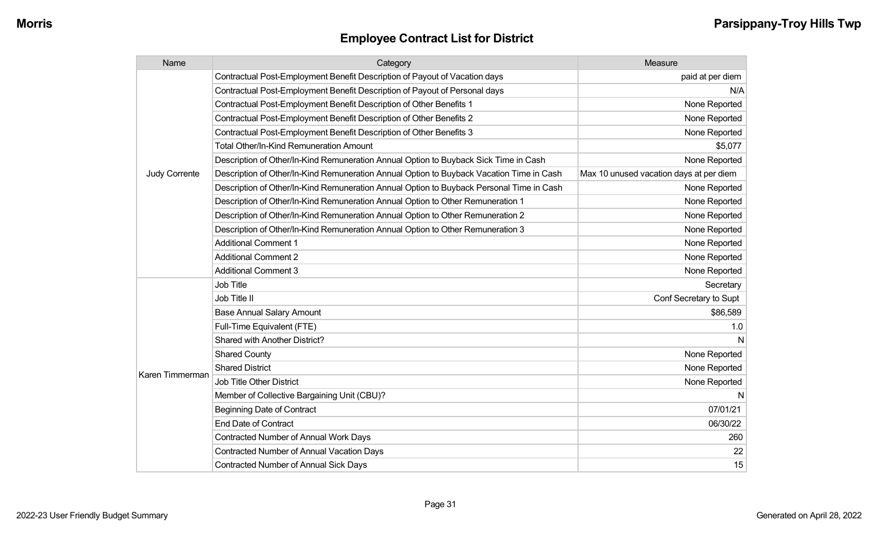## Employee Contract List for District

| Name | Category | Measure |
|---|---|---|
| Judy Corrente | Contractual Post-Employment Benefit Description of Payout of Vacation days | paid at per diem |
| | Contractual Post-Employment Benefit Description of Payout of Personal days | N/A |
| | Contractual Post-Employment Benefit Description of Other Benefits 1 | None Reported |
| | Contractual Post-Employment Benefit Description of Other Benefits 2 | None Reported |
| | Contractual Post-Employment Benefit Description of Other Benefits 3 | None Reported |
| | Total Other/In-Kind Remuneration Amount | $5,077 |
| | Description of Other/In-Kind Remuneration Annual Option to Buyback Sick Time in Cash | None Reported |
| | Description of Other/In-Kind Remuneration Annual Option to Buyback Vacation Time in Cash | Max 10 unused vacation days at per diem |
| | Description of Other/In-Kind Remuneration Annual Option to Buyback Personal Time in Cash | None Reported |
| | Description of Other/In-Kind Remuneration Annual Option to Other Remuneration 1 | None Reported |
| | Description of Other/In-Kind Remuneration Annual Option to Other Remuneration 2 | None Reported |
| | Description of Other/In-Kind Remuneration Annual Option to Other Remuneration 3 | None Reported |
| | Additional Comment 1 | None Reported |
| | Additional Comment 2 | None Reported |
| | Additional Comment 3 | None Reported |
| Karen Timmerman | Job Title | Secretary |
| | Job Title II | Conf Secretary to Supt |
| | Base Annual Salary Amount | $86,589 |
| | Full-Time Equivalent (FTE) | 1.0 |
| | Shared with Another District? | N |
| | Shared County | None Reported |
| | Shared District | None Reported |
| | Job Title Other District | None Reported |
| | Member of Collective Bargaining Unit (CBU)? | N |
| | Beginning Date of Contract | 07/01/21 |
| | End Date of Contract | 06/30/22 |
| | Contracted Number of Annual Work Days | 260 |
| | Contracted Number of Annual Vacation Days | 22 |
| | Contracted Number of Annual Sick Days | 15 |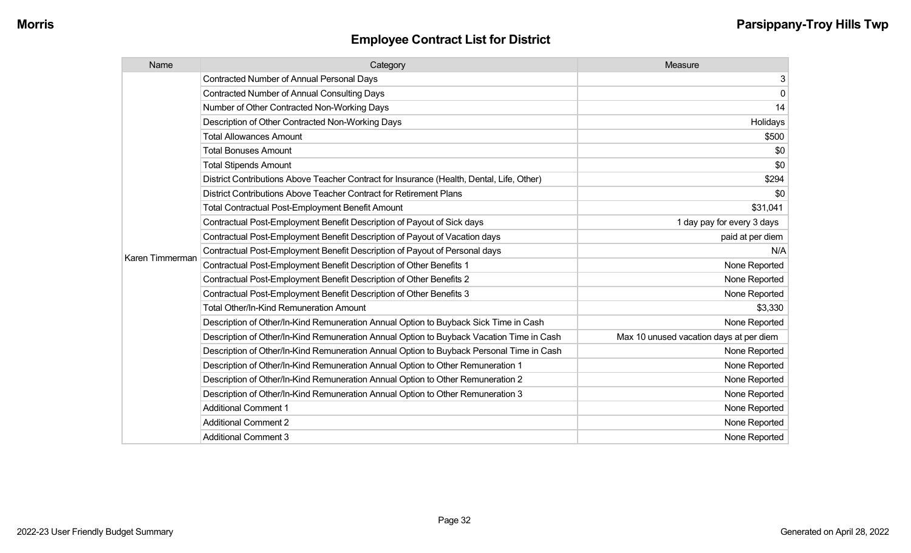## Employee Contract List for District

| Name | Category | Measure |
|---|---|---|
| Karen Timmerman | Contracted Number of Annual Personal Days | 3 |
| | Contracted Number of Annual Consulting Days | 0 |
| | Number of Other Contracted Non-Working Days | 14 |
| | Description of Other Contracted Non-Working Days | Holidays |
| | Total Allowances Amount | $500 |
| | Total Bonuses Amount | $0 |
| | Total Stipends Amount | $0 |
| | District Contributions Above Teacher Contract for Insurance (Health, Dental, Life, Other) | $294 |
| | District Contributions Above Teacher Contract for Retirement Plans | $0 |
| | Total Contractual Post-Employment Benefit Amount | $31,041 |
| | Contractual Post-Employment Benefit Description of Payout of Sick days | 1 day pay for every 3 days |
| | Contractual Post-Employment Benefit Description of Payout of Vacation days | paid at per diem |
| | Contractual Post-Employment Benefit Description of Payout of Personal days | N/A |
| | Contractual Post-Employment Benefit Description of Other Benefits 1 | None Reported |
| | Contractual Post-Employment Benefit Description of Other Benefits 2 | None Reported |
| | Contractual Post-Employment Benefit Description of Other Benefits 3 | None Reported |
| | Total Other/In-Kind Remuneration Amount | $3,330 |
| | Description of Other/In-Kind Remuneration Annual Option to Buyback Sick Time in Cash | None Reported |
| | Description of Other/In-Kind Remuneration Annual Option to Buyback Vacation Time in Cash | Max 10 unused vacation days at per diem |
| | Description of Other/In-Kind Remuneration Annual Option to Buyback Personal Time in Cash | None Reported |
| | Description of Other/In-Kind Remuneration Annual Option to Other Remuneration 1 | None Reported |
| | Description of Other/In-Kind Remuneration Annual Option to Other Remuneration 2 | None Reported |
| | Description of Other/In-Kind Remuneration Annual Option to Other Remuneration 3 | None Reported |
| | Additional Comment 1 | None Reported |
| | Additional Comment 2 | None Reported |
| | Additional Comment 3 | None Reported |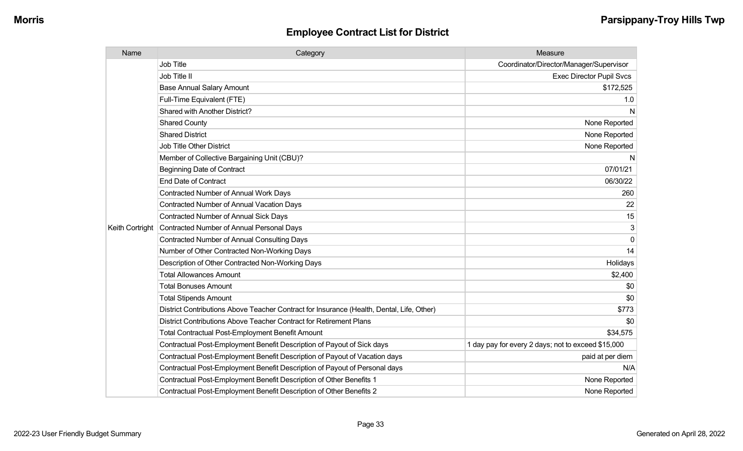## Employee Contract List for District

| Name | Category | Measure |
| --- | --- | --- |
| Keith Cortright | Job Title | Coordinator/Director/Manager/Supervisor |
| | Job Title II | Exec Director Pupil Svcs |
| | Base Annual Salary Amount | $172,525 |
| | Full-Time Equivalent (FTE) | 1.0 |
| | Shared with Another District? | N |
| | Shared County | None Reported |
| | Shared District | None Reported |
| | Job Title Other District | None Reported |
| | Member of Collective Bargaining Unit (CBU)? | N |
| | Beginning Date of Contract | 07/01/21 |
| | End Date of Contract | 06/30/22 |
| | Contracted Number of Annual Work Days | 260 |
| | Contracted Number of Annual Vacation Days | 22 |
| | Contracted Number of Annual Sick Days | 15 |
| | Contracted Number of Annual Personal Days | 3 |
| | Contracted Number of Annual Consulting Days | 0 |
| | Number of Other Contracted Non-Working Days | 14 |
| | Description of Other Contracted Non-Working Days | Holidays |
| | Total Allowances Amount | $2,400 |
| | Total Bonuses Amount | $0 |
| | Total Stipends Amount | $0 |
| | District Contributions Above Teacher Contract for Insurance (Health, Dental, Life, Other) | $773 |
| | District Contributions Above Teacher Contract for Retirement Plans | $0 |
| | Total Contractual Post-Employment Benefit Amount | $34,575 |
| | Contractual Post-Employment Benefit Description of Payout of Sick days | 1 day pay for every 2 days; not to exceed $15,000 |
| | Contractual Post-Employment Benefit Description of Payout of Vacation days | paid at per diem |
| | Contractual Post-Employment Benefit Description of Payout of Personal days | N/A |
| | Contractual Post-Employment Benefit Description of Other Benefits 1 | None Reported |
| | Contractual Post-Employment Benefit Description of Other Benefits 2 | None Reported |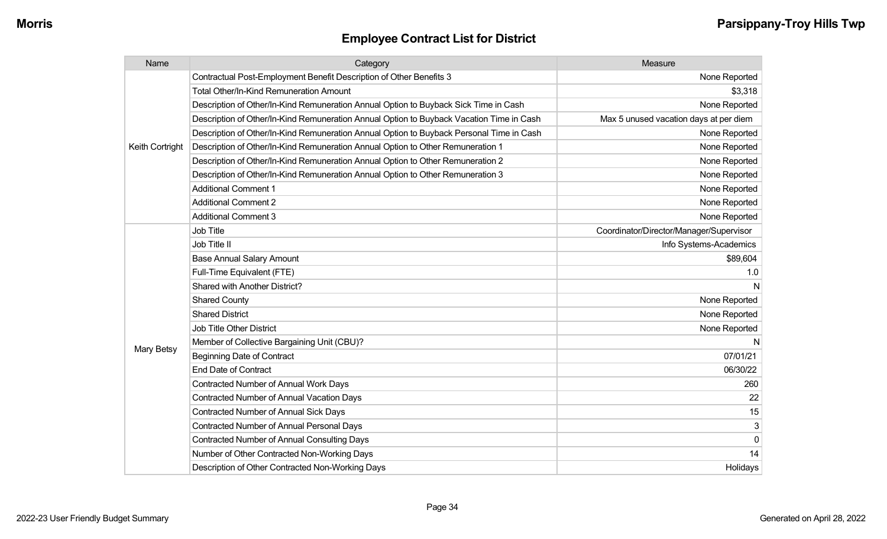## Employee Contract List for District

| Name | Category | Measure |
|---|---|---|
| Keith Cortright | Contractual Post-Employment Benefit Description of Other Benefits 3 | None Reported |
| | Total Other/In-Kind Remuneration Amount | $3,318 |
| | Description of Other/In-Kind Remuneration Annual Option to Buyback Sick Time in Cash | None Reported |
| | Description of Other/In-Kind Remuneration Annual Option to Buyback Vacation Time in Cash | Max 5 unused vacation days at per diem |
| | Description of Other/In-Kind Remuneration Annual Option to Buyback Personal Time in Cash | None Reported |
| | Description of Other/In-Kind Remuneration Annual Option to Other Remuneration 1 | None Reported |
| | Description of Other/In-Kind Remuneration Annual Option to Other Remuneration 2 | None Reported |
| | Description of Other/In-Kind Remuneration Annual Option to Other Remuneration 3 | None Reported |
| | Additional Comment 1 | None Reported |
| | Additional Comment 2 | None Reported |
| | Additional Comment 3 | None Reported |
| Mary Betsy | Job Title | Coordinator/Director/Manager/Supervisor |
| | Job Title II | Info Systems-Academics |
| | Base Annual Salary Amount | $89,604 |
| | Full-Time Equivalent (FTE) | 1.0 |
| | Shared with Another District? | N |
| | Shared County | None Reported |
| | Shared District | None Reported |
| | Job Title Other District | None Reported |
| | Member of Collective Bargaining Unit (CBU)? | N |
| | Beginning Date of Contract | 07/01/21 |
| | End Date of Contract | 06/30/22 |
| | Contracted Number of Annual Work Days | 260 |
| | Contracted Number of Annual Vacation Days | 22 |
| | Contracted Number of Annual Sick Days | 15 |
| | Contracted Number of Annual Personal Days | 3 |
| | Contracted Number of Annual Consulting Days | 0 |
| | Number of Other Contracted Non-Working Days | 14 |
| | Description of Other Contracted Non-Working Days | Holidays |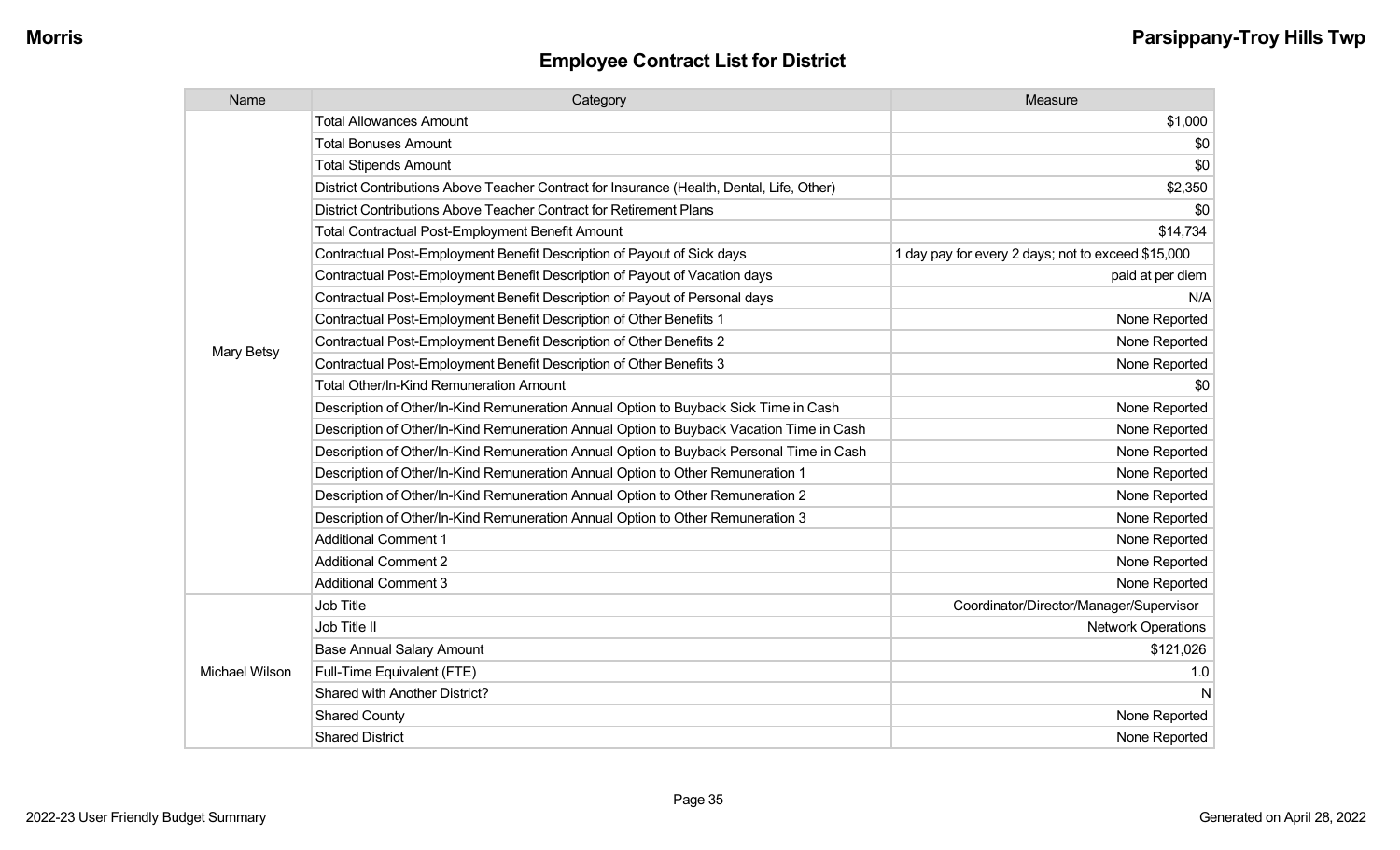## Employee Contract List for District

| Name | Category | Measure |
|---|---|---|
| Mary Betsy | Total Allowances Amount | $1,000 |
| | Total Bonuses Amount | $0 |
| | Total Stipends Amount | $0 |
| | District Contributions Above Teacher Contract for Insurance (Health, Dental, Life, Other) | $2,350 |
| | District Contributions Above Teacher Contract for Retirement Plans | $0 |
| | Total Contractual Post-Employment Benefit Amount | $14,734 |
| | Contractual Post-Employment Benefit Description of Payout of Sick days | 1 day pay for every 2 days; not to exceed $15,000 |
| | Contractual Post-Employment Benefit Description of Payout of Vacation days | paid at per diem |
| | Contractual Post-Employment Benefit Description of Payout of Personal days | N/A |
| | Contractual Post-Employment Benefit Description of Other Benefits 1 | None Reported |
| | Contractual Post-Employment Benefit Description of Other Benefits 2 | None Reported |
| | Contractual Post-Employment Benefit Description of Other Benefits 3 | None Reported |
| | Total Other/In-Kind Remuneration Amount | $0 |
| | Description of Other/In-Kind Remuneration Annual Option to Buyback Sick Time in Cash | None Reported |
| | Description of Other/In-Kind Remuneration Annual Option to Buyback Vacation Time in Cash | None Reported |
| | Description of Other/In-Kind Remuneration Annual Option to Buyback Personal Time in Cash | None Reported |
| | Description of Other/In-Kind Remuneration Annual Option to Other Remuneration 1 | None Reported |
| | Description of Other/In-Kind Remuneration Annual Option to Other Remuneration 2 | None Reported |
| | Description of Other/In-Kind Remuneration Annual Option to Other Remuneration 3 | None Reported |
| | Additional Comment 1 | None Reported |
| | Additional Comment 2 | None Reported |
| | Additional Comment 3 | None Reported |
| Michael Wilson | Job Title | Coordinator/Director/Manager/Supervisor |
| | Job Title II | Network Operations |
| | Base Annual Salary Amount | $121,026 |
| | Full-Time Equivalent (FTE) | 1.0 |
| | Shared with Another District? | N |
| | Shared County | None Reported |
| | Shared District | None Reported |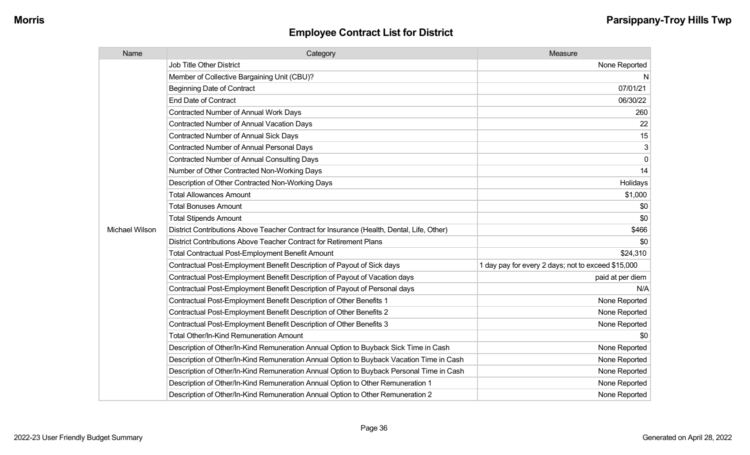## Employee Contract List for District

| Name | Category | Measure |
|---|---|---|
| Michael Wilson | Job Title Other District | None Reported |
| | Member of Collective Bargaining Unit (CBU)? | N |
| | Beginning Date of Contract | 07/01/21 |
| | End Date of Contract | 06/30/22 |
| | Contracted Number of Annual Work Days | 260 |
| | Contracted Number of Annual Vacation Days | 22 |
| | Contracted Number of Annual Sick Days | 15 |
| | Contracted Number of Annual Personal Days | 3 |
| | Contracted Number of Annual Consulting Days | 0 |
| | Number of Other Contracted Non-Working Days | 14 |
| | Description of Other Contracted Non-Working Days | Holidays |
| | Total Allowances Amount | $1,000 |
| | Total Bonuses Amount | $0 |
| | Total Stipends Amount | $0 |
| | District Contributions Above Teacher Contract for Insurance (Health, Dental, Life, Other) | $466 |
| | District Contributions Above Teacher Contract for Retirement Plans | $0 |
| | Total Contractual Post-Employment Benefit Amount | $24,310 |
| | Contractual Post-Employment Benefit Description of Payout of Sick days | 1 day pay for every 2 days; not to exceed $15,000 |
| | Contractual Post-Employment Benefit Description of Payout of Vacation days | paid at per diem |
| | Contractual Post-Employment Benefit Description of Payout of Personal days | N/A |
| | Contractual Post-Employment Benefit Description of Other Benefits 1 | None Reported |
| | Contractual Post-Employment Benefit Description of Other Benefits 2 | None Reported |
| | Contractual Post-Employment Benefit Description of Other Benefits 3 | None Reported |
| | Total Other/In-Kind Remuneration Amount | $0 |
| | Description of Other/In-Kind Remuneration Annual Option to Buyback Sick Time in Cash | None Reported |
| | Description of Other/In-Kind Remuneration Annual Option to Buyback Vacation Time in Cash | None Reported |
| | Description of Other/In-Kind Remuneration Annual Option to Buyback Personal Time in Cash | None Reported |
| | Description of Other/In-Kind Remuneration Annual Option to Other Remuneration 1 | None Reported |
| | Description of Other/In-Kind Remuneration Annual Option to Other Remuneration 2 | None Reported |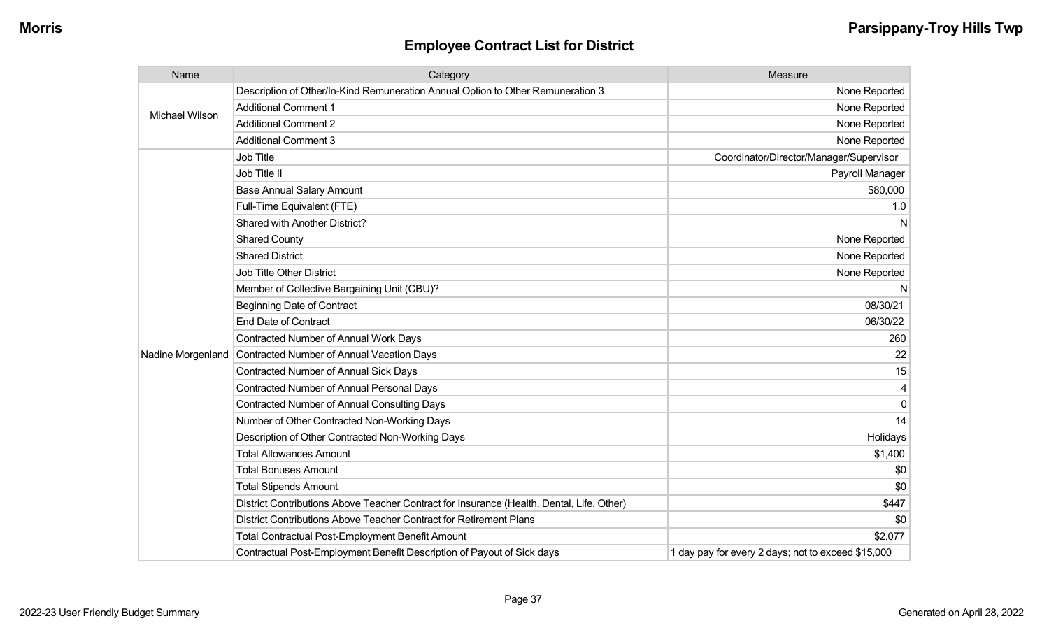## Employee Contract List for District

| Name | Category | Measure |
|---|---|---|
| Michael Wilson | Description of Other/In-Kind Remuneration Annual Option to Other Remuneration 3 | None Reported |
| | Additional Comment 1 | None Reported |
| | Additional Comment 2 | None Reported |
| | Additional Comment 3 | None Reported |
| Nadine Morgenland | Job Title | Coordinator/Director/Manager/Supervisor |
| | Job Title II | Payroll Manager |
| | Base Annual Salary Amount | $80,000 |
| | Full-Time Equivalent (FTE) | 1.0 |
| | Shared with Another District? | N |
| | Shared County | None Reported |
| | Shared District | None Reported |
| | Job Title Other District | None Reported |
| | Member of Collective Bargaining Unit (CBU)? | N |
| | Beginning Date of Contract | 08/30/21 |
| | End Date of Contract | 06/30/22 |
| | Contracted Number of Annual Work Days | 260 |
| | Contracted Number of Annual Vacation Days | 22 |
| | Contracted Number of Annual Sick Days | 15 |
| | Contracted Number of Annual Personal Days | 4 |
| | Contracted Number of Annual Consulting Days | 0 |
| | Number of Other Contracted Non-Working Days | 14 |
| | Description of Other Contracted Non-Working Days | Holidays |
| | Total Allowances Amount | $1,400 |
| | Total Bonuses Amount | $0 |
| | Total Stipends Amount | $0 |
| | District Contributions Above Teacher Contract for Insurance (Health, Dental, Life, Other) | $447 |
| | District Contributions Above Teacher Contract for Retirement Plans | $0 |
| | Total Contractual Post-Employment Benefit Amount | $2,077 |
| | Contractual Post-Employment Benefit Description of Payout of Sick days | 1 day pay for every 2 days; not to exceed $15,000 |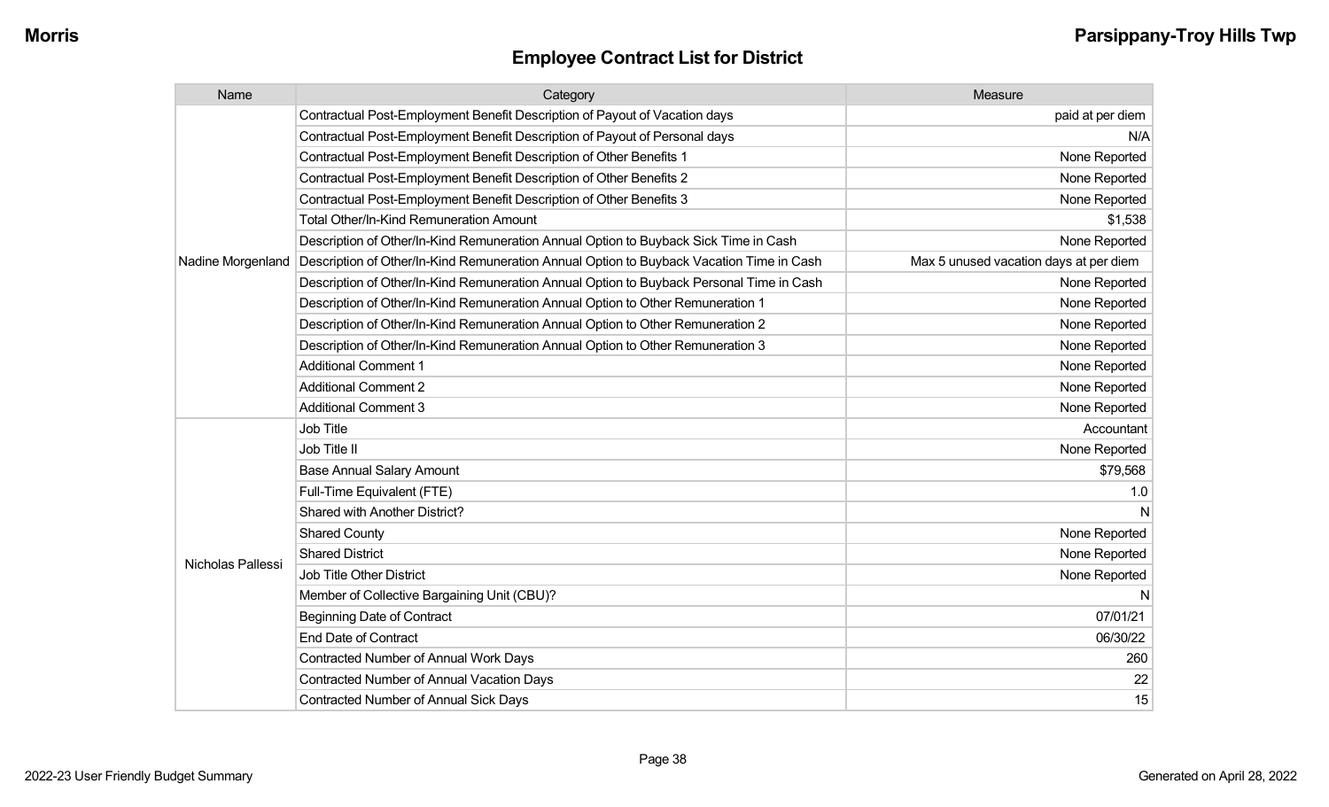## Employee Contract List for District

| Name | Category | Measure |
|---|---|---|
| Nadine Morgenland | Contractual Post-Employment Benefit Description of Payout of Vacation days | paid at per diem |
| | Contractual Post-Employment Benefit Description of Payout of Personal days | N/A |
| | Contractual Post-Employment Benefit Description of Other Benefits 1 | None Reported |
| | Contractual Post-Employment Benefit Description of Other Benefits 2 | None Reported |
| | Contractual Post-Employment Benefit Description of Other Benefits 3 | None Reported |
| | Total Other/In-Kind Remuneration Amount | $1,538 |
| | Description of Other/In-Kind Remuneration Annual Option to Buyback Sick Time in Cash | None Reported |
| | Description of Other/In-Kind Remuneration Annual Option to Buyback Vacation Time in Cash | Max 5 unused vacation days at per diem |
| | Description of Other/In-Kind Remuneration Annual Option to Buyback Personal Time in Cash | None Reported |
| | Description of Other/In-Kind Remuneration Annual Option to Other Remuneration 1 | None Reported |
| | Description of Other/In-Kind Remuneration Annual Option to Other Remuneration 2 | None Reported |
| | Description of Other/In-Kind Remuneration Annual Option to Other Remuneration 3 | None Reported |
| | Additional Comment 1 | None Reported |
| | Additional Comment 2 | None Reported |
| | Additional Comment 3 | None Reported |
| Nicholas Pallessi | Job Title | Accountant |
| | Job Title II | None Reported |
| | Base Annual Salary Amount | $79,568 |
| | Full-Time Equivalent (FTE) | 1.0 |
| | Shared with Another District? | N |
| | Shared County | None Reported |
| | Shared District | None Reported |
| | Job Title Other District | None Reported |
| | Member of Collective Bargaining Unit (CBU)? | N |
| | Beginning Date of Contract | 07/01/21 |
| | End Date of Contract | 06/30/22 |
| | Contracted Number of Annual Work Days | 260 |
| | Contracted Number of Annual Vacation Days | 22 |
| | Contracted Number of Annual Sick Days | 15 |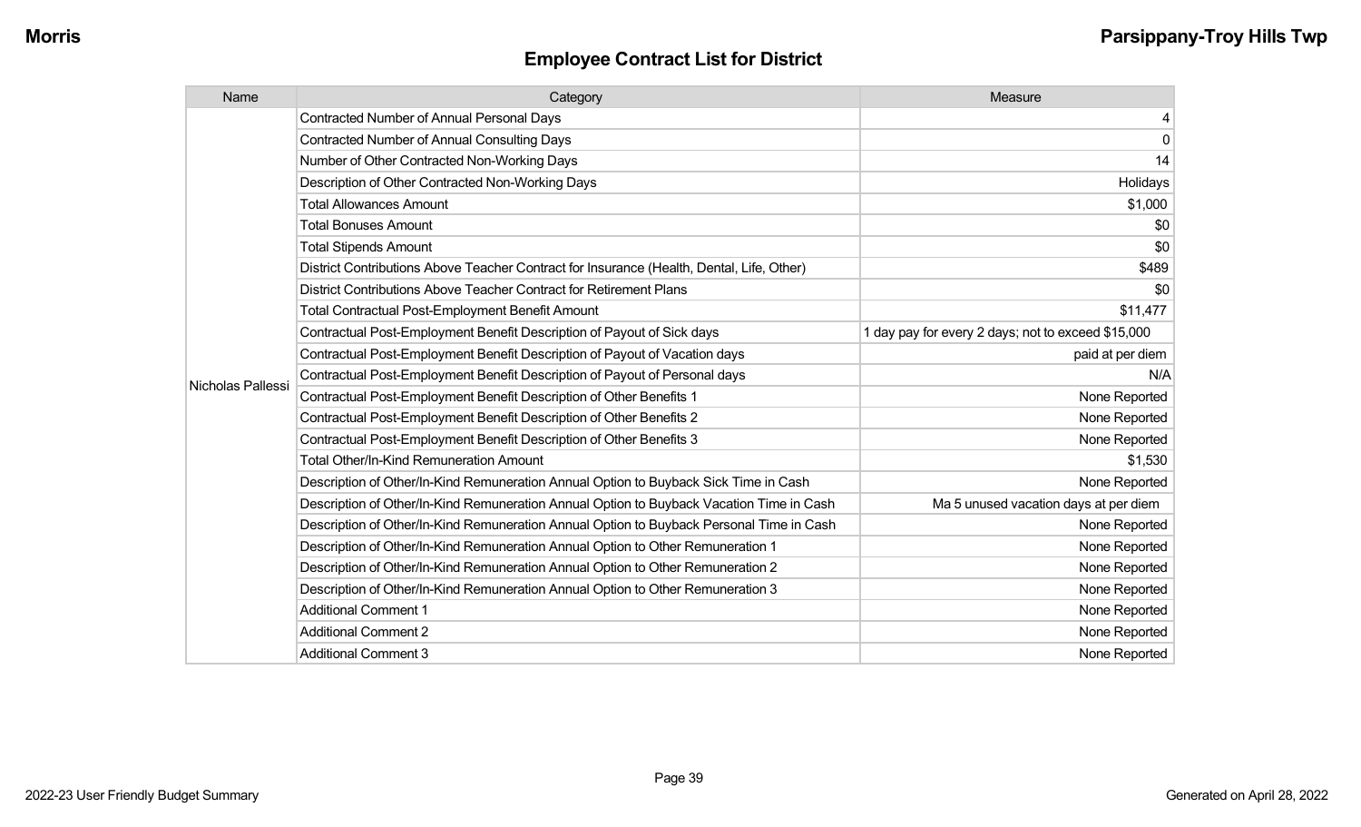## Employee Contract List for District

| Name | Category | Measure |
|---|---|---|
| Nicholas Pallessi | Contracted Number of Annual Personal Days | 4 |
| | Contracted Number of Annual Consulting Days | 0 |
| | Number of Other Contracted Non-Working Days | 14 |
| | Description of Other Contracted Non-Working Days | Holidays |
| | Total Allowances Amount | $1,000 |
| | Total Bonuses Amount | $0 |
| | Total Stipends Amount | $0 |
| | District Contributions Above Teacher Contract for Insurance (Health, Dental, Life, Other) | $489 |
| | District Contributions Above Teacher Contract for Retirement Plans | $0 |
| | Total Contractual Post-Employment Benefit Amount | $11,477 |
| | Contractual Post-Employment Benefit Description of Payout of Sick days | 1 day pay for every 2 days; not to exceed $15,000 |
| | Contractual Post-Employment Benefit Description of Payout of Vacation days | paid at per diem |
| | Contractual Post-Employment Benefit Description of Payout of Personal days | N/A |
| | Contractual Post-Employment Benefit Description of Other Benefits 1 | None Reported |
| | Contractual Post-Employment Benefit Description of Other Benefits 2 | None Reported |
| | Contractual Post-Employment Benefit Description of Other Benefits 3 | None Reported |
| | Total Other/In-Kind Remuneration Amount | $1,530 |
| | Description of Other/In-Kind Remuneration Annual Option to Buyback Sick Time in Cash | None Reported |
| | Description of Other/In-Kind Remuneration Annual Option to Buyback Vacation Time in Cash | Ma 5 unused vacation days at per diem |
| | Description of Other/In-Kind Remuneration Annual Option to Buyback Personal Time in Cash | None Reported |
| | Description of Other/In-Kind Remuneration Annual Option to Other Remuneration 1 | None Reported |
| | Description of Other/In-Kind Remuneration Annual Option to Other Remuneration 2 | None Reported |
| | Description of Other/In-Kind Remuneration Annual Option to Other Remuneration 3 | None Reported |
| | Additional Comment 1 | None Reported |
| | Additional Comment 2 | None Reported |
| | Additional Comment 3 | None Reported |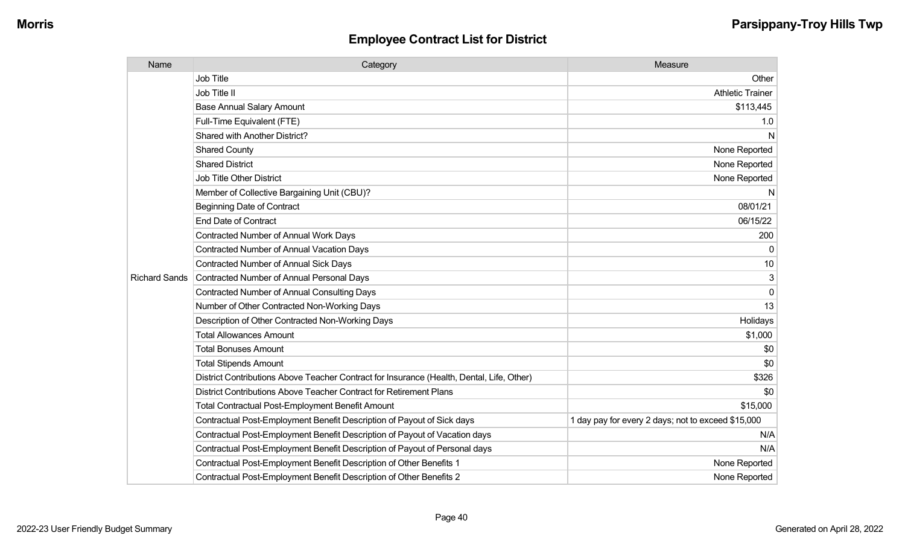## Employee Contract List for District

| Name | Category | Measure |
|---|---|---|
| Richard Sands | Job Title | Other |
| | Job Title II | Athletic Trainer |
| | Base Annual Salary Amount | $113,445 |
| | Full-Time Equivalent (FTE) | 1.0 |
| | Shared with Another District? | N |
| | Shared County | None Reported |
| | Shared District | None Reported |
| | Job Title Other District | None Reported |
| | Member of Collective Bargaining Unit (CBU)? | N |
| | Beginning Date of Contract | 08/01/21 |
| | End Date of Contract | 06/15/22 |
| | Contracted Number of Annual Work Days | 200 |
| | Contracted Number of Annual Vacation Days | 0 |
| | Contracted Number of Annual Sick Days | 10 |
| | Contracted Number of Annual Personal Days | 3 |
| | Contracted Number of Annual Consulting Days | 0 |
| | Number of Other Contracted Non-Working Days | 13 |
| | Description of Other Contracted Non-Working Days | Holidays |
| | Total Allowances Amount | $1,000 |
| | Total Bonuses Amount | $0 |
| | Total Stipends Amount | $0 |
| | District Contributions Above Teacher Contract for Insurance (Health, Dental, Life, Other) | $326 |
| | District Contributions Above Teacher Contract for Retirement Plans | $0 |
| | Total Contractual Post-Employment Benefit Amount | $15,000 |
| | Contractual Post-Employment Benefit Description of Payout of Sick days | 1 day pay for every 2 days; not to exceed $15,000 |
| | Contractual Post-Employment Benefit Description of Payout of Vacation days | N/A |
| | Contractual Post-Employment Benefit Description of Payout of Personal days | N/A |
| | Contractual Post-Employment Benefit Description of Other Benefits 1 | None Reported |
| | Contractual Post-Employment Benefit Description of Other Benefits 2 | None Reported |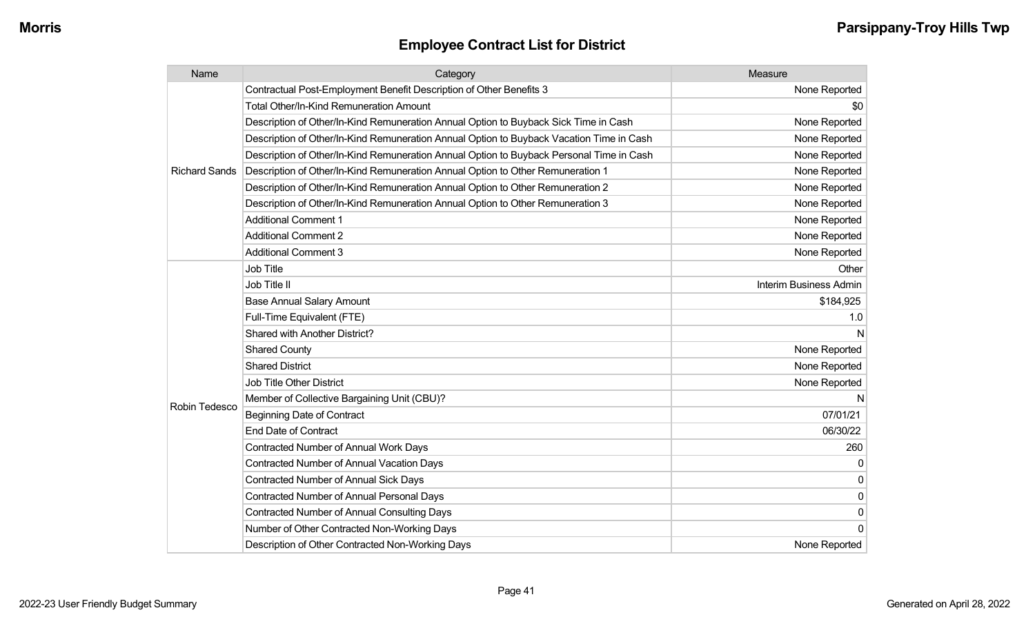## Employee Contract List for District

| Name | Category | Measure |
|---|---|---|
| Richard Sands | Contractual Post-Employment Benefit Description of Other Benefits 3 | None Reported |
| | Total Other/In-Kind Remuneration Amount | $0 |
| | Description of Other/In-Kind Remuneration Annual Option to Buyback Sick Time in Cash | None Reported |
| | Description of Other/In-Kind Remuneration Annual Option to Buyback Vacation Time in Cash | None Reported |
| | Description of Other/In-Kind Remuneration Annual Option to Buyback Personal Time in Cash | None Reported |
| | Description of Other/In-Kind Remuneration Annual Option to Other Remuneration 1 | None Reported |
| | Description of Other/In-Kind Remuneration Annual Option to Other Remuneration 2 | None Reported |
| | Description of Other/In-Kind Remuneration Annual Option to Other Remuneration 3 | None Reported |
| | Additional Comment 1 | None Reported |
| | Additional Comment 2 | None Reported |
| | Additional Comment 3 | None Reported |
| Robin Tedesco | Job Title | Other |
| | Job Title II | Interim Business Admin |
| | Base Annual Salary Amount | $184,925 |
| | Full-Time Equivalent (FTE) | 1.0 |
| | Shared with Another District? | N |
| | Shared County | None Reported |
| | Shared District | None Reported |
| | Job Title Other District | None Reported |
| | Member of Collective Bargaining Unit (CBU)? | N |
| | Beginning Date of Contract | 07/01/21 |
| | End Date of Contract | 06/30/22 |
| | Contracted Number of Annual Work Days | 260 |
| | Contracted Number of Annual Vacation Days | 0 |
| | Contracted Number of Annual Sick Days | 0 |
| | Contracted Number of Annual Personal Days | 0 |
| | Contracted Number of Annual Consulting Days | 0 |
| | Number of Other Contracted Non-Working Days | 0 |
| | Description of Other Contracted Non-Working Days | None Reported |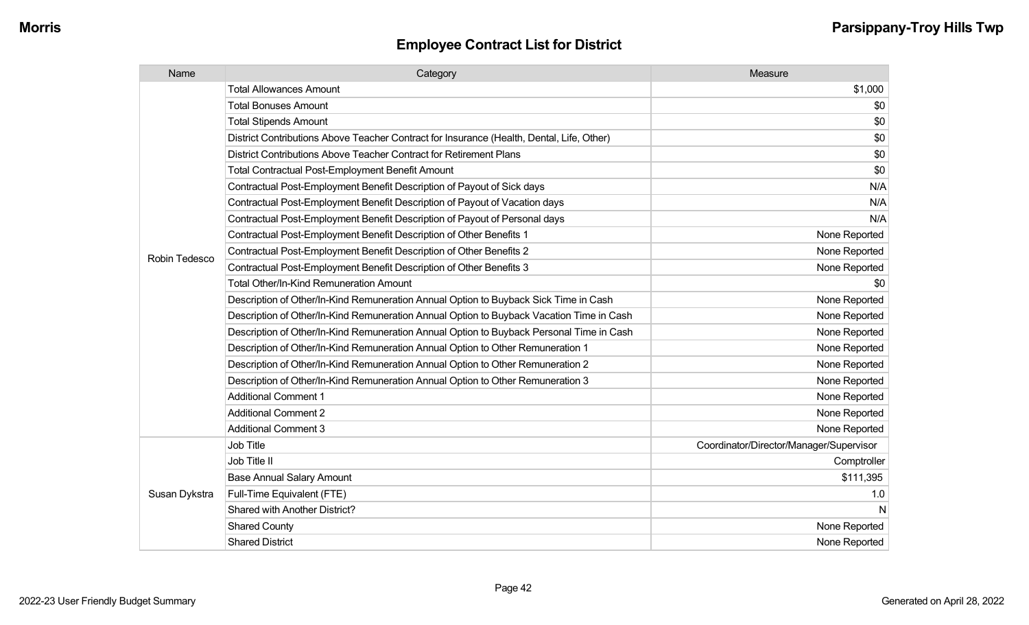## Employee Contract List for District

| Name | Category | Measure |
|---|---|---|
| Robin Tedesco | Total Allowances Amount | $1,000 |
| | Total Bonuses Amount | $0 |
| | Total Stipends Amount | $0 |
| | District Contributions Above Teacher Contract for Insurance (Health, Dental, Life, Other) | $0 |
| | District Contributions Above Teacher Contract for Retirement Plans | $0 |
| | Total Contractual Post-Employment Benefit Amount | $0 |
| | Contractual Post-Employment Benefit Description of Payout of Sick days | N/A |
| | Contractual Post-Employment Benefit Description of Payout of Vacation days | N/A |
| | Contractual Post-Employment Benefit Description of Payout of Personal days | N/A |
| | Contractual Post-Employment Benefit Description of Other Benefits 1 | None Reported |
| | Contractual Post-Employment Benefit Description of Other Benefits 2 | None Reported |
| | Contractual Post-Employment Benefit Description of Other Benefits 3 | None Reported |
| | Total Other/In-Kind Remuneration Amount | $0 |
| | Description of Other/In-Kind Remuneration Annual Option to Buyback Sick Time in Cash | None Reported |
| | Description of Other/In-Kind Remuneration Annual Option to Buyback Vacation Time in Cash | None Reported |
| | Description of Other/In-Kind Remuneration Annual Option to Buyback Personal Time in Cash | None Reported |
| | Description of Other/In-Kind Remuneration Annual Option to Other Remuneration 1 | None Reported |
| | Description of Other/In-Kind Remuneration Annual Option to Other Remuneration 2 | None Reported |
| | Description of Other/In-Kind Remuneration Annual Option to Other Remuneration 3 | None Reported |
| | Additional Comment 1 | None Reported |
| | Additional Comment 2 | None Reported |
| | Additional Comment 3 | None Reported |
| Susan Dykstra | Job Title | Coordinator/Director/Manager/Supervisor |
| | Job Title II | Comptroller |
| | Base Annual Salary Amount | $111,395 |
| | Full-Time Equivalent (FTE) | 1.0 |
| | Shared with Another District? | N |
| | Shared County | None Reported |
| | Shared District | None Reported |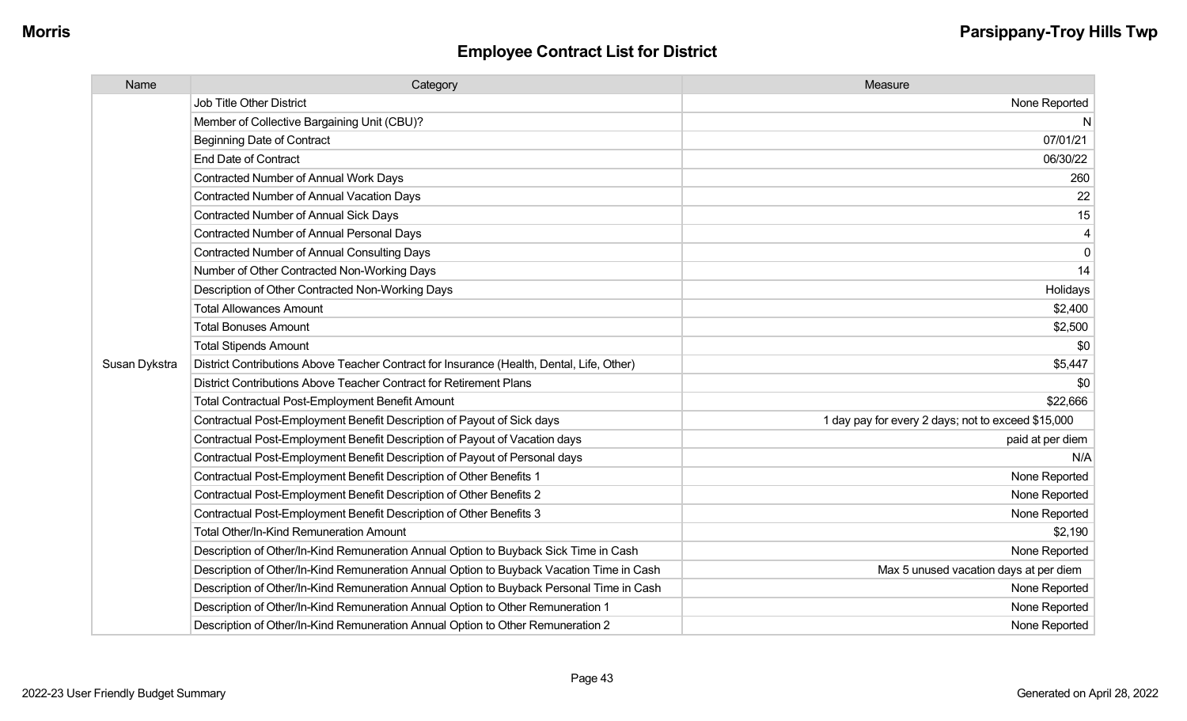**Morris** **Parsippany-Troy Hills Twp**

## Employee Contract List for District

| Name | Category | Measure |
|---|---|---|
| | Job Title Other District | None Reported |
| | Member of Collective Bargaining Unit (CBU)? | N |
| | Beginning Date of Contract | 07/01/21 |
| | End Date of Contract | 06/30/22 |
| | Contracted Number of Annual Work Days | 260 |
| | Contracted Number of Annual Vacation Days | 22 |
| | Contracted Number of Annual Sick Days | 15 |
| | Contracted Number of Annual Personal Days | 4 |
| | Contracted Number of Annual Consulting Days | 0 |
| | Number of Other Contracted Non-Working Days | 14 |
| | Description of Other Contracted Non-Working Days | Holidays |
| | Total Allowances Amount | $2,400 |
| | Total Bonuses Amount | $2,500 |
| | Total Stipends Amount | $0 |
| Susan Dykstra | District Contributions Above Teacher Contract for Insurance (Health, Dental, Life, Other) | $5,447 |
| | District Contributions Above Teacher Contract for Retirement Plans | $0 |
| | Total Contractual Post-Employment Benefit Amount | $22,666 |
| | Contractual Post-Employment Benefit Description of Payout of Sick days | 1 day pay for every 2 days; not to exceed $15,000 |
| | Contractual Post-Employment Benefit Description of Payout of Vacation days | paid at per diem |
| | Contractual Post-Employment Benefit Description of Payout of Personal days | N/A |
| | Contractual Post-Employment Benefit Description of Other Benefits 1 | None Reported |
| | Contractual Post-Employment Benefit Description of Other Benefits 2 | None Reported |
| | Contractual Post-Employment Benefit Description of Other Benefits 3 | None Reported |
| | Total Other/In-Kind Remuneration Amount | $2,190 |
| | Description of Other/In-Kind Remuneration Annual Option to Buyback Sick Time in Cash | None Reported |
| | Description of Other/In-Kind Remuneration Annual Option to Buyback Vacation Time in Cash | Max 5 unused vacation days at per diem |
| | Description of Other/In-Kind Remuneration Annual Option to Buyback Personal Time in Cash | None Reported |
| | Description of Other/In-Kind Remuneration Annual Option to Other Remuneration 1 | None Reported |
| | Description of Other/In-Kind Remuneration Annual Option to Other Remuneration 2 | None Reported |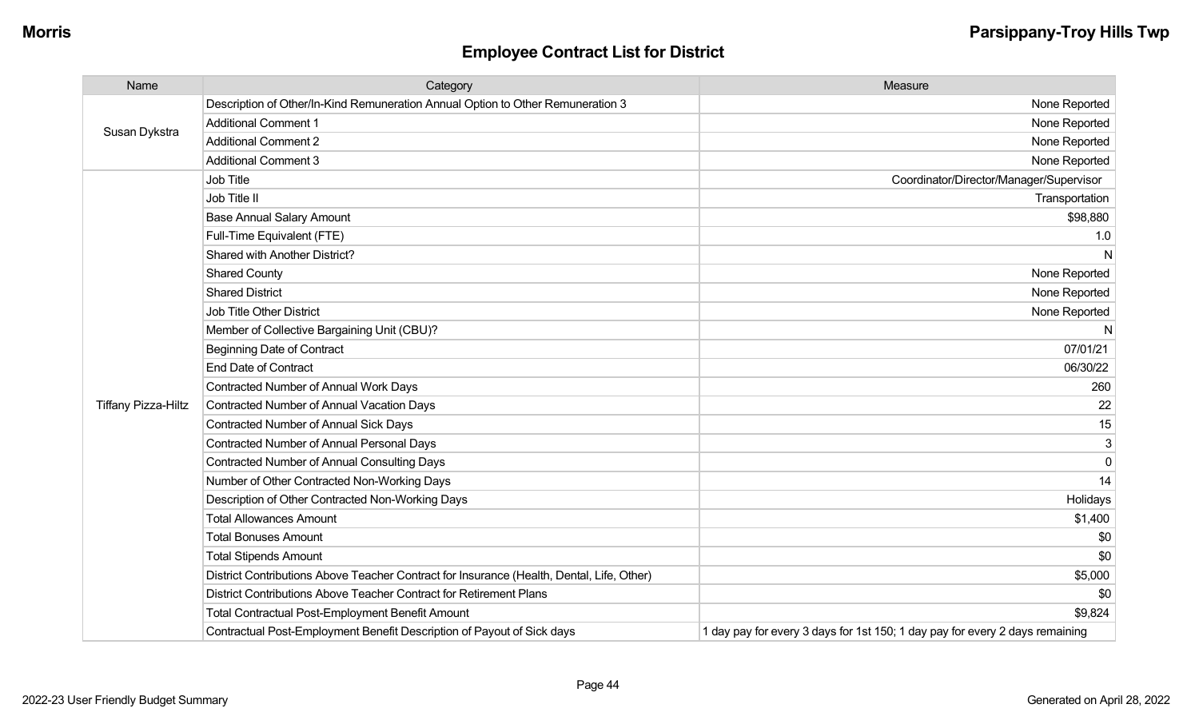## Employee Contract List for District

| Name | Category | Measure |
|---|---|---|
| Susan Dykstra | Description of Other/In-Kind Remuneration Annual Option to Other Remuneration 3 | None Reported |
| | Additional Comment 1 | None Reported |
| | Additional Comment 2 | None Reported |
| | Additional Comment 3 | None Reported |
| Tiffany Pizza-Hiltz | Job Title | Coordinator/Director/Manager/Supervisor |
| | Job Title II | Transportation |
| | Base Annual Salary Amount | $98,880 |
| | Full-Time Equivalent (FTE) | 1.0 |
| | Shared with Another District? | N |
| | Shared County | None Reported |
| | Shared District | None Reported |
| | Job Title Other District | None Reported |
| | Member of Collective Bargaining Unit (CBU)? | N |
| | Beginning Date of Contract | 07/01/21 |
| | End Date of Contract | 06/30/22 |
| | Contracted Number of Annual Work Days | 260 |
| | Contracted Number of Annual Vacation Days | 22 |
| | Contracted Number of Annual Sick Days | 15 |
| | Contracted Number of Annual Personal Days | 3 |
| | Contracted Number of Annual Consulting Days | 0 |
| | Number of Other Contracted Non-Working Days | 14 |
| | Description of Other Contracted Non-Working Days | Holidays |
| | Total Allowances Amount | $1,400 |
| | Total Bonuses Amount | $0 |
| | Total Stipends Amount | $0 |
| | District Contributions Above Teacher Contract for Insurance (Health, Dental, Life, Other) | $5,000 |
| | District Contributions Above Teacher Contract for Retirement Plans | $0 |
| | Total Contractual Post-Employment Benefit Amount | $9,824 |
| | Contractual Post-Employment Benefit Description of Payout of Sick days | 1 day pay for every 3 days for 1st 150; 1 day pay for every 2 days remaining |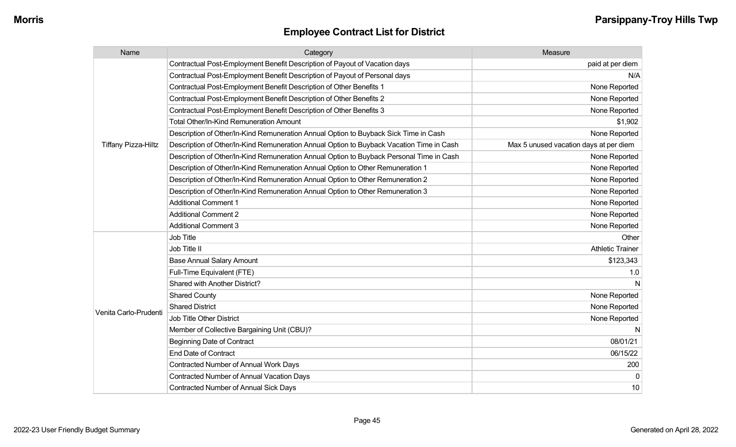## Employee Contract List for District

| Name | Category | Measure |
|---|---|---|
| Tiffany Pizza-Hiltz | Contractual Post-Employment Benefit Description of Payout of Vacation days | paid at per diem |
| | Contractual Post-Employment Benefit Description of Payout of Personal days | N/A |
| | Contractual Post-Employment Benefit Description of Other Benefits 1 | None Reported |
| | Contractual Post-Employment Benefit Description of Other Benefits 2 | None Reported |
| | Contractual Post-Employment Benefit Description of Other Benefits 3 | None Reported |
| | Total Other/In-Kind Remuneration Amount | $1,902 |
| | Description of Other/In-Kind Remuneration Annual Option to Buyback Sick Time in Cash | None Reported |
| | Description of Other/In-Kind Remuneration Annual Option to Buyback Vacation Time in Cash | Max 5 unused vacation days at per diem |
| | Description of Other/In-Kind Remuneration Annual Option to Buyback Personal Time in Cash | None Reported |
| | Description of Other/In-Kind Remuneration Annual Option to Other Remuneration 1 | None Reported |
| | Description of Other/In-Kind Remuneration Annual Option to Other Remuneration 2 | None Reported |
| | Description of Other/In-Kind Remuneration Annual Option to Other Remuneration 3 | None Reported |
| | Additional Comment 1 | None Reported |
| | Additional Comment 2 | None Reported |
| | Additional Comment 3 | None Reported |
| Venita Carlo-Prudenti | Job Title | Other |
| | Job Title II | Athletic Trainer |
| | Base Annual Salary Amount | $123,343 |
| | Full-Time Equivalent (FTE) | 1.0 |
| | Shared with Another District? | N |
| | Shared County | None Reported |
| | Shared District | None Reported |
| | Job Title Other District | None Reported |
| | Member of Collective Bargaining Unit (CBU)? | N |
| | Beginning Date of Contract | 08/01/21 |
| | End Date of Contract | 06/15/22 |
| | Contracted Number of Annual Work Days | 200 |
| | Contracted Number of Annual Vacation Days | 0 |
| | Contracted Number of Annual Sick Days | 10 |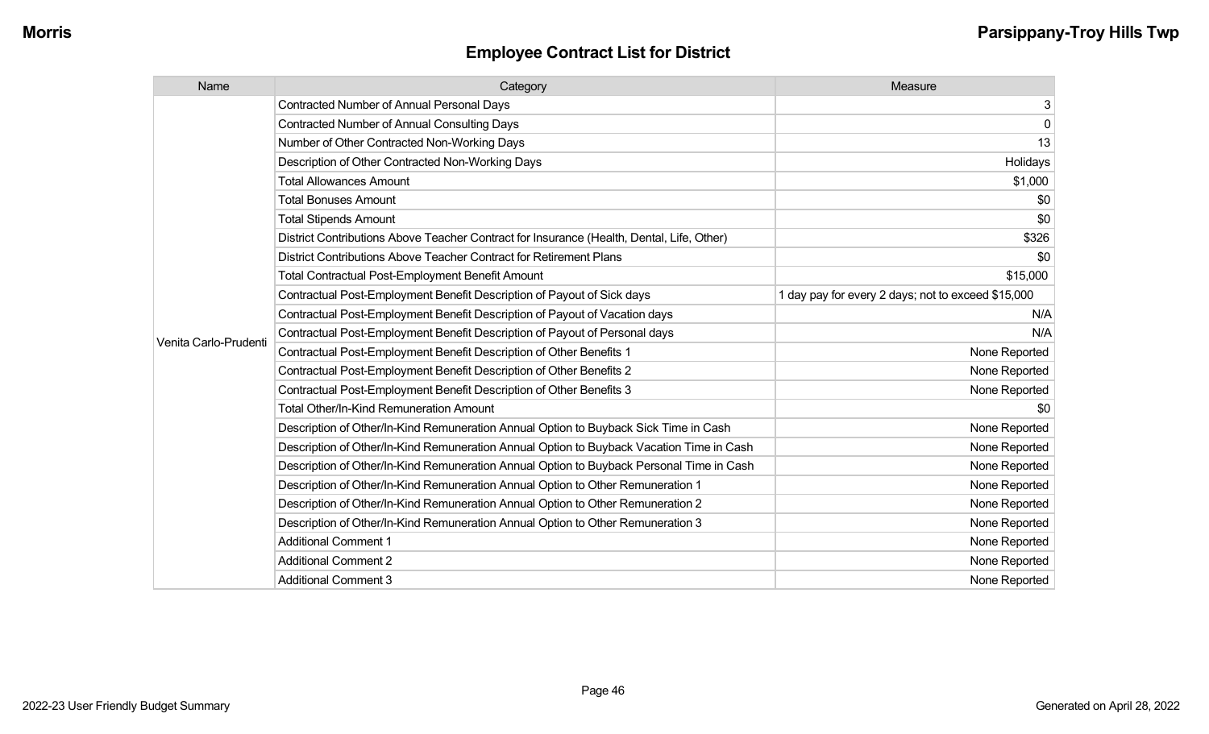# Employee Contract List for District

| Name | Category | Measure |
| --- | --- | --- |
| Venita Carlo-Prudenti | Contracted Number of Annual Personal Days | 3 |
| | Contracted Number of Annual Consulting Days | 0 |
| | Number of Other Contracted Non-Working Days | 13 |
| | Description of Other Contracted Non-Working Days | Holidays |
| | Total Allowances Amount | $1,000 |
| | Total Bonuses Amount | $0 |
| | Total Stipends Amount | $0 |
| | District Contributions Above Teacher Contract for Insurance (Health, Dental, Life, Other) | $326 |
| | District Contributions Above Teacher Contract for Retirement Plans | $0 |
| | Total Contractual Post-Employment Benefit Amount | $15,000 |
| | Contractual Post-Employment Benefit Description of Payout of Sick days | 1 day pay for every 2 days; not to exceed $15,000 |
| | Contractual Post-Employment Benefit Description of Payout of Vacation days | N/A |
| | Contractual Post-Employment Benefit Description of Payout of Personal days | N/A |
| | Contractual Post-Employment Benefit Description of Other Benefits 1 | None Reported |
| | Contractual Post-Employment Benefit Description of Other Benefits 2 | None Reported |
| | Contractual Post-Employment Benefit Description of Other Benefits 3 | None Reported |
| | Total Other/In-Kind Remuneration Amount | $0 |
| | Description of Other/In-Kind Remuneration Annual Option to Buyback Sick Time in Cash | None Reported |
| | Description of Other/In-Kind Remuneration Annual Option to Buyback Vacation Time in Cash | None Reported |
| | Description of Other/In-Kind Remuneration Annual Option to Buyback Personal Time in Cash | None Reported |
| | Description of Other/In-Kind Remuneration Annual Option to Other Remuneration 1 | None Reported |
| | Description of Other/In-Kind Remuneration Annual Option to Other Remuneration 2 | None Reported |
| | Description of Other/In-Kind Remuneration Annual Option to Other Remuneration 3 | None Reported |
| | Additional Comment 1 | None Reported |
| | Additional Comment 2 | None Reported |
| | Additional Comment 3 | None Reported |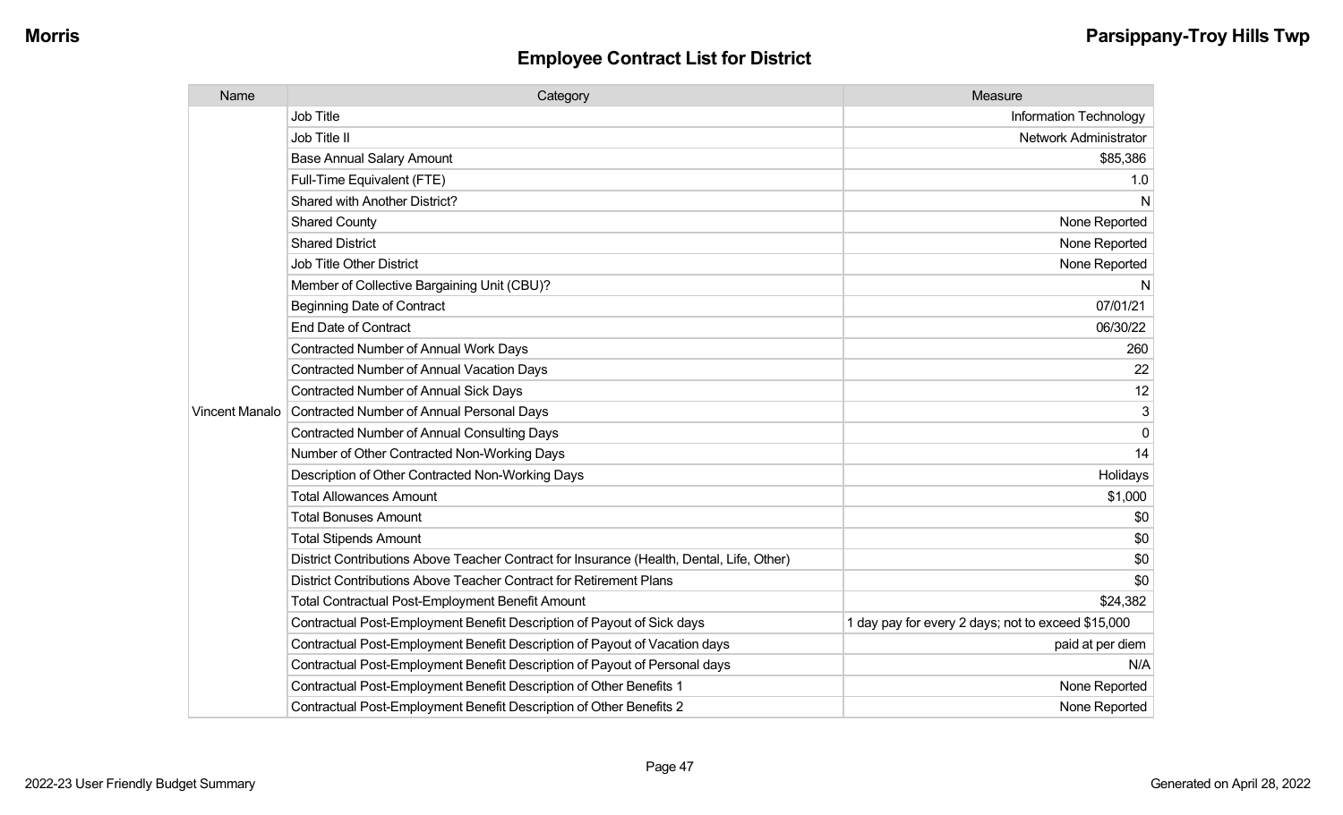## Employee Contract List for District

| Name | Category | Measure |
|---|---|---|
| Vincent Manalo | Job Title | Information Technology |
| | Job Title II | Network Administrator |
| | Base Annual Salary Amount | $85,386 |
| | Full-Time Equivalent (FTE) | 1.0 |
| | Shared with Another District? | N |
| | Shared County | None Reported |
| | Shared District | None Reported |
| | Job Title Other District | None Reported |
| | Member of Collective Bargaining Unit (CBU)? | N |
| | Beginning Date of Contract | 07/01/21 |
| | End Date of Contract | 06/30/22 |
| | Contracted Number of Annual Work Days | 260 |
| | Contracted Number of Annual Vacation Days | 22 |
| | Contracted Number of Annual Sick Days | 12 |
| | Contracted Number of Annual Personal Days | 3 |
| | Contracted Number of Annual Consulting Days | 0 |
| | Number of Other Contracted Non-Working Days | 14 |
| | Description of Other Contracted Non-Working Days | Holidays |
| | Total Allowances Amount | $1,000 |
| | Total Bonuses Amount | $0 |
| | Total Stipends Amount | $0 |
| | District Contributions Above Teacher Contract for Insurance (Health, Dental, Life, Other) | $0 |
| | District Contributions Above Teacher Contract for Retirement Plans | $0 |
| | Total Contractual Post-Employment Benefit Amount | $24,382 |
| | Contractual Post-Employment Benefit Description of Payout of Sick days | 1 day pay for every 2 days; not to exceed $15,000 |
| | Contractual Post-Employment Benefit Description of Payout of Vacation days | paid at per diem |
| | Contractual Post-Employment Benefit Description of Payout of Personal days | N/A |
| | Contractual Post-Employment Benefit Description of Other Benefits 1 | None Reported |
| | Contractual Post-Employment Benefit Description of Other Benefits 2 | None Reported |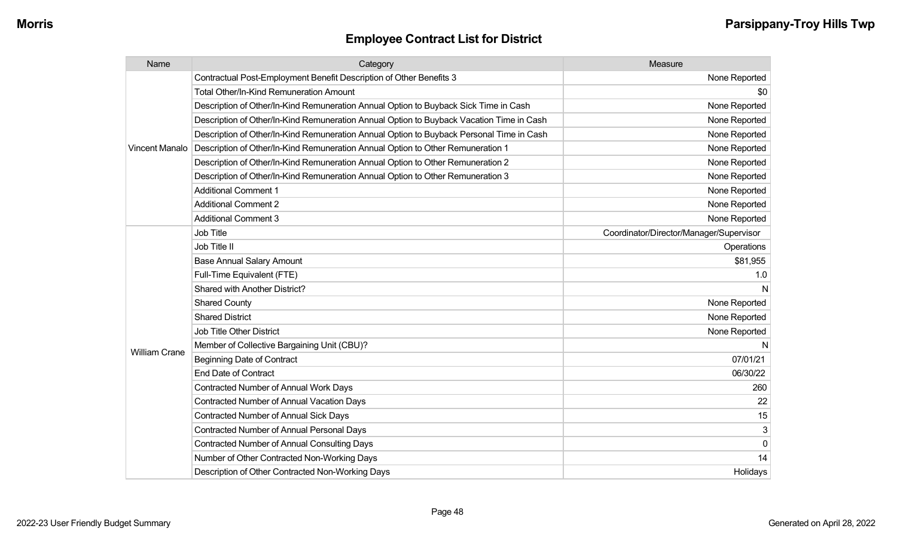## Employee Contract List for District

| Name | Category | Measure |
|---|---|---|
| Vincent Manalo | Contractual Post-Employment Benefit Description of Other Benefits 3 | None Reported |
| | Total Other/In-Kind Remuneration Amount | $0 |
| | Description of Other/In-Kind Remuneration Annual Option to Buyback Sick Time in Cash | None Reported |
| | Description of Other/In-Kind Remuneration Annual Option to Buyback Vacation Time in Cash | None Reported |
| | Description of Other/In-Kind Remuneration Annual Option to Buyback Personal Time in Cash | None Reported |
| | Description of Other/In-Kind Remuneration Annual Option to Other Remuneration 1 | None Reported |
| | Description of Other/In-Kind Remuneration Annual Option to Other Remuneration 2 | None Reported |
| | Description of Other/In-Kind Remuneration Annual Option to Other Remuneration 3 | None Reported |
| | Additional Comment 1 | None Reported |
| | Additional Comment 2 | None Reported |
| | Additional Comment 3 | None Reported |
| William Crane | Job Title | Coordinator/Director/Manager/Supervisor |
| | Job Title II | Operations |
| | Base Annual Salary Amount | $81,955 |
| | Full-Time Equivalent (FTE) | 1.0 |
| | Shared with Another District? | N |
| | Shared County | None Reported |
| | Shared District | None Reported |
| | Job Title Other District | None Reported |
| | Member of Collective Bargaining Unit (CBU)? | N |
| | Beginning Date of Contract | 07/01/21 |
| | End Date of Contract | 06/30/22 |
| | Contracted Number of Annual Work Days | 260 |
| | Contracted Number of Annual Vacation Days | 22 |
| | Contracted Number of Annual Sick Days | 15 |
| | Contracted Number of Annual Personal Days | 3 |
| | Contracted Number of Annual Consulting Days | 0 |
| | Number of Other Contracted Non-Working Days | 14 |
| | Description of Other Contracted Non-Working Days | Holidays |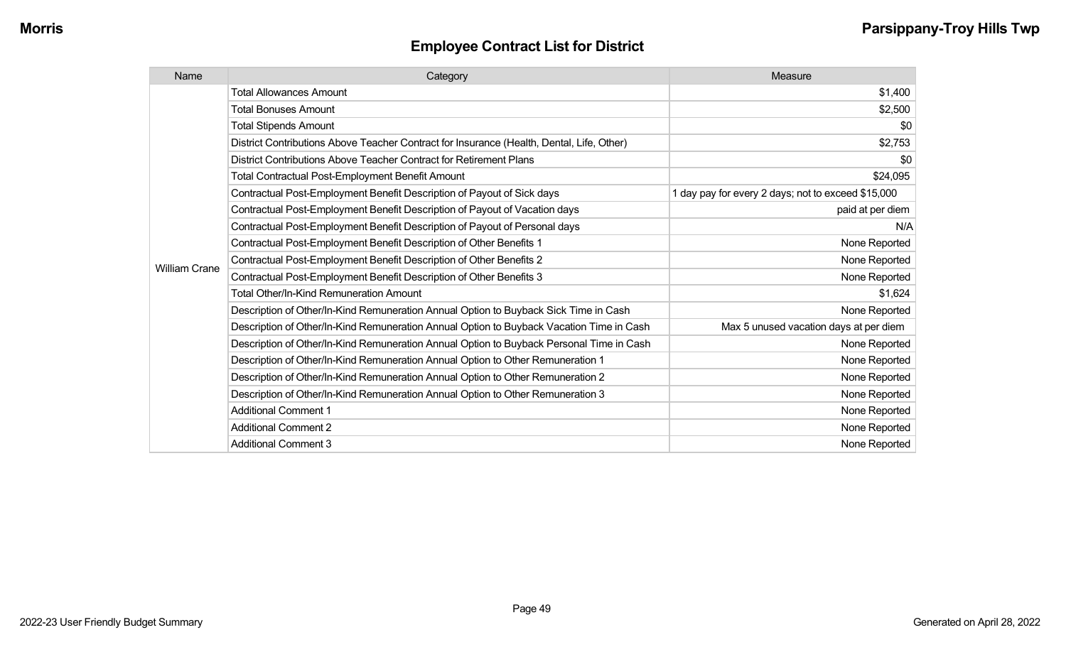## Employee Contract List for District

| Name | Category | Measure |
|---|---|---|
| William Crane | Total Allowances Amount | $1,400 |
| | Total Bonuses Amount | $2,500 |
| | Total Stipends Amount | $0 |
| | District Contributions Above Teacher Contract for Insurance (Health, Dental, Life, Other) | $2,753 |
| | District Contributions Above Teacher Contract for Retirement Plans | $0 |
| | Total Contractual Post-Employment Benefit Amount | $24,095 |
| | Contractual Post-Employment Benefit Description of Payout of Sick days | 1 day pay for every 2 days; not to exceed $15,000 |
| | Contractual Post-Employment Benefit Description of Payout of Vacation days | paid at per diem |
| | Contractual Post-Employment Benefit Description of Payout of Personal days | N/A |
| | Contractual Post-Employment Benefit Description of Other Benefits 1 | None Reported |
| | Contractual Post-Employment Benefit Description of Other Benefits 2 | None Reported |
| | Contractual Post-Employment Benefit Description of Other Benefits 3 | None Reported |
| | Total Other/In-Kind Remuneration Amount | $1,624 |
| | Description of Other/In-Kind Remuneration Annual Option to Buyback Sick Time in Cash | None Reported |
| | Description of Other/In-Kind Remuneration Annual Option to Buyback Vacation Time in Cash | Max 5 unused vacation days at per diem |
| | Description of Other/In-Kind Remuneration Annual Option to Buyback Personal Time in Cash | None Reported |
| | Description of Other/In-Kind Remuneration Annual Option to Other Remuneration 1 | None Reported |
| | Description of Other/In-Kind Remuneration Annual Option to Other Remuneration 2 | None Reported |
| | Description of Other/In-Kind Remuneration Annual Option to Other Remuneration 3 | None Reported |
| | Additional Comment 1 | None Reported |
| | Additional Comment 2 | None Reported |
| | Additional Comment 3 | None Reported |